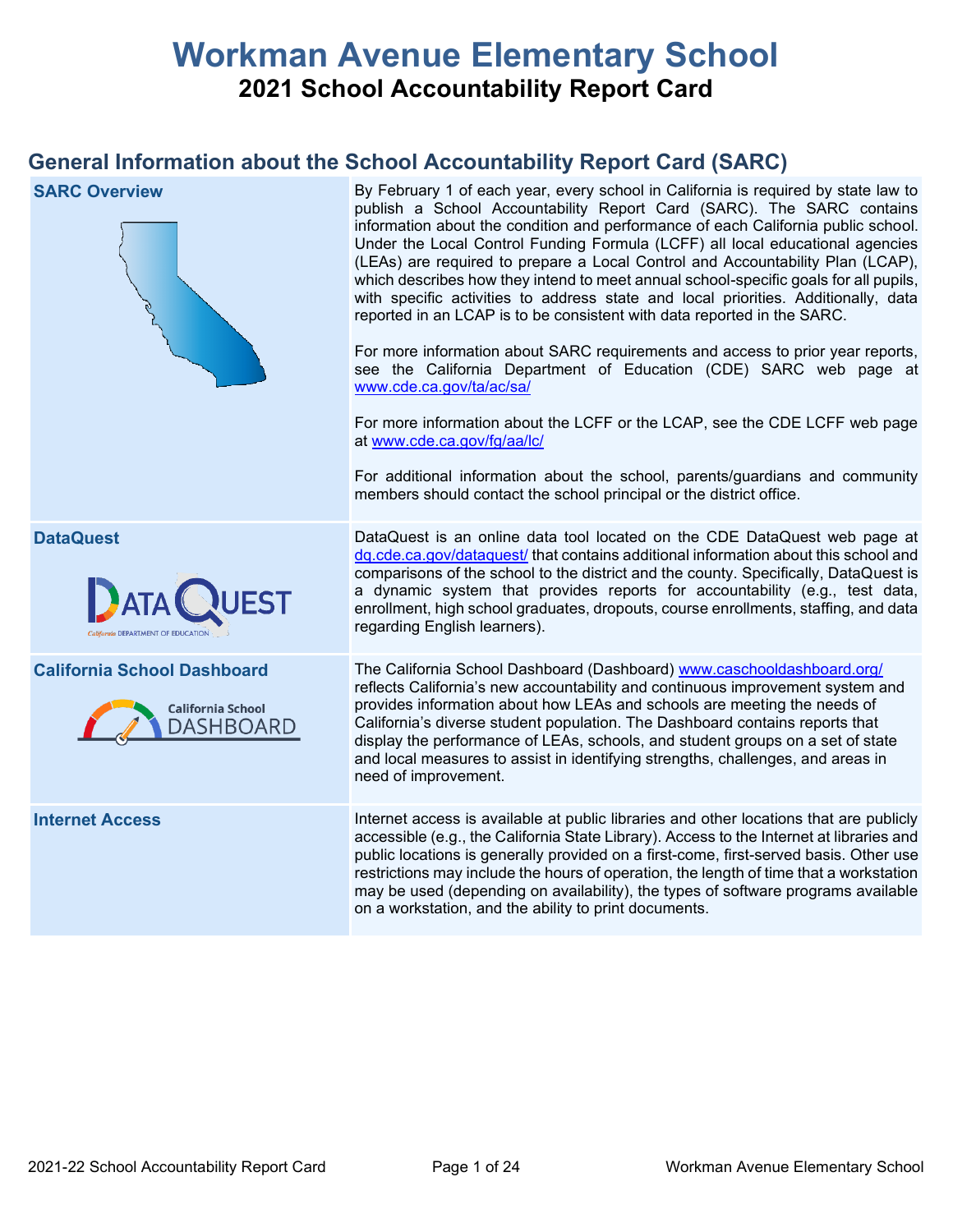# Workman Avenue Elementary School

## 2021 School Accountability Report Card

## General Information about the School Accountability Report Card (SARC)

| | |
|---|---|
| **SARC Overview** | By February 1 of each year, every school in California is required by state law to publish a School Accountability Report Card (SARC). The SARC contains information about the condition and performance of each California public school. Under the Local Control Funding Formula (LCFF) all local educational agencies (LEAs) are required to prepare a Local Control and Accountability Plan (LCAP), which describes how they intend to meet annual school-specific goals for all pupils, with specific activities to address state and local priorities. Additionally, data reported in an LCAP is to be consistent with data reported in the SARC.<br><br>For more information about SARC requirements and access to prior year reports, see the California Department of Education (CDE) SARC web page at www.cde.ca.gov/ta/ac/sa/<br><br>For more information about the LCFF or the LCAP, see the CDE LCFF web page at www.cde.ca.gov/fg/aa/lc/<br><br>For additional information about the school, parents/guardians and community members should contact the school principal or the district office. |
| **DataQuest** | DataQuest is an online data tool located on the CDE DataQuest web page at dq.cde.ca.gov/dataquest/ that contains additional information about this school and comparisons of the school to the district and the county. Specifically, DataQuest is a dynamic system that provides reports for accountability (e.g., test data, enrollment, high school graduates, dropouts, course enrollments, staffing, and data regarding English learners). |
| **California School Dashboard** | The California School Dashboard (Dashboard) www.caschooldashboard.org/ reflects California's new accountability and continuous improvement system and provides information about how LEAs and schools are meeting the needs of California's diverse student population. The Dashboard contains reports that display the performance of LEAs, schools, and student groups on a set of state and local measures to assist in identifying strengths, challenges, and areas in need of improvement. |
| **Internet Access** | Internet access is available at public libraries and other locations that are publicly accessible (e.g., the California State Library). Access to the Internet at libraries and public locations is generally provided on a first-come, first-served basis. Other use restrictions may include the hours of operation, the length of time that a workstation may be used (depending on availability), the types of software programs available on a workstation, and the ability to print documents. |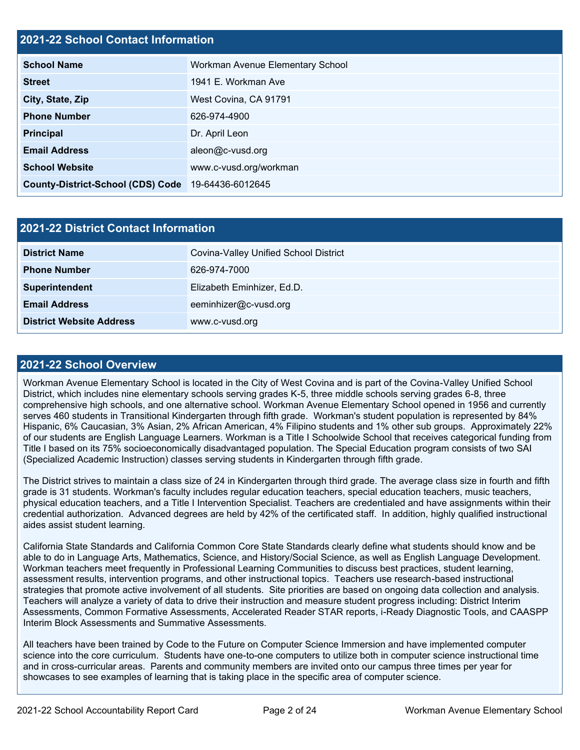## 2021-22 School Contact Information

| 2021-22 School Contact Information | |
|---|---|
| **School Name** | Workman Avenue Elementary School |
| **Street** | 1941 E. Workman Ave |
| **City, State, Zip** | West Covina, CA 91791 |
| **Phone Number** | 626-974-4900 |
| **Principal** | Dr. April Leon |
| **Email Address** | aleon@c-vusd.org |
| **School Website** | www.c-vusd.org/workman |
| **County-District-School (CDS) Code** | 19-64436-6012645 |

## 2021-22 District Contact Information

| 2021-22 District Contact Information | |
|---|---|
| **District Name** | Covina-Valley Unified School District |
| **Phone Number** | 626-974-7000 |
| **Superintendent** | Elizabeth Eminhizer, Ed.D. |
| **Email Address** | eeminhizer@c-vusd.org |
| **District Website Address** | www.c-vusd.org |

## 2021-22 School Overview

Workman Avenue Elementary School is located in the City of West Covina and is part of the Covina-Valley Unified School District, which includes nine elementary schools serving grades K-5, three middle schools serving grades 6-8, three comprehensive high schools, and one alternative school. Workman Avenue Elementary School opened in 1956 and currently serves 460 students in Transitional Kindergarten through fifth grade. Workman's student population is represented by 84% Hispanic, 6% Caucasian, 3% Asian, 2% African American, 4% Filipino students and 1% other sub groups. Approximately 22% of our students are English Language Learners. Workman is a Title I Schoolwide School that receives categorical funding from Title I based on its 75% socioeconomically disadvantaged population. The Special Education program consists of two SAI (Specialized Academic Instruction) classes serving students in Kindergarten through fifth grade.

The District strives to maintain a class size of 24 in Kindergarten through third grade. The average class size in fourth and fifth grade is 31 students. Workman's faculty includes regular education teachers, special education teachers, music teachers, physical education teachers, and a Title I Intervention Specialist. Teachers are credentialed and have assignments within their credential authorization. Advanced degrees are held by 42% of the certificated staff. In addition, highly qualified instructional aides assist student learning.

California State Standards and California Common Core State Standards clearly define what students should know and be able to do in Language Arts, Mathematics, Science, and History/Social Science, as well as English Language Development. Workman teachers meet frequently in Professional Learning Communities to discuss best practices, student learning, assessment results, intervention programs, and other instructional topics. Teachers use research-based instructional strategies that promote active involvement of all students. Site priorities are based on ongoing data collection and analysis. Teachers will analyze a variety of data to drive their instruction and measure student progress including: District Interim Assessments, Common Formative Assessments, Accelerated Reader STAR reports, i-Ready Diagnostic Tools, and CAASPP Interim Block Assessments and Summative Assessments.

All teachers have been trained by Code to the Future on Computer Science Immersion and have implemented computer science into the core curriculum. Students have one-to-one computers to utilize both in computer science instructional time and in cross-curricular areas. Parents and community members are invited onto our campus three times per year for showcases to see examples of learning that is taking place in the specific area of computer science.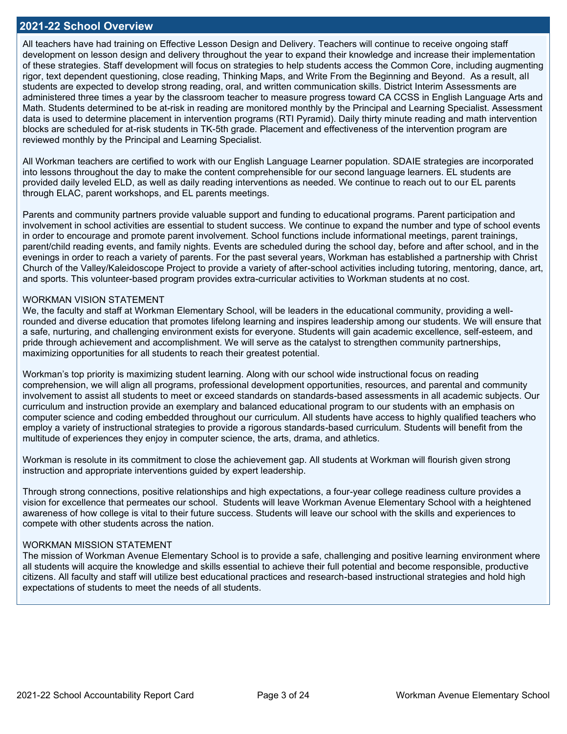## 2021-22 School Overview

All teachers have had training on Effective Lesson Design and Delivery. Teachers will continue to receive ongoing staff development on lesson design and delivery throughout the year to expand their knowledge and increase their implementation of these strategies. Staff development will focus on strategies to help students access the Common Core, including augmenting rigor, text dependent questioning, close reading, Thinking Maps, and Write From the Beginning and Beyond. As a result, all students are expected to develop strong reading, oral, and written communication skills. District Interim Assessments are administered three times a year by the classroom teacher to measure progress toward CA CCSS in English Language Arts and Math. Students determined to be at-risk in reading are monitored monthly by the Principal and Learning Specialist. Assessment data is used to determine placement in intervention programs (RTI Pyramid). Daily thirty minute reading and math intervention blocks are scheduled for at-risk students in TK-5th grade. Placement and effectiveness of the intervention program are reviewed monthly by the Principal and Learning Specialist.

All Workman teachers are certified to work with our English Language Learner population. SDAIE strategies are incorporated into lessons throughout the day to make the content comprehensible for our second language learners. EL students are provided daily leveled ELD, as well as daily reading interventions as needed. We continue to reach out to our EL parents through ELAC, parent workshops, and EL parents meetings.

Parents and community partners provide valuable support and funding to educational programs. Parent participation and involvement in school activities are essential to student success. We continue to expand the number and type of school events in order to encourage and promote parent involvement. School functions include informational meetings, parent trainings, parent/child reading events, and family nights. Events are scheduled during the school day, before and after school, and in the evenings in order to reach a variety of parents. For the past several years, Workman has established a partnership with Christ Church of the Valley/Kaleidoscope Project to provide a variety of after-school activities including tutoring, mentoring, dance, art, and sports. This volunteer-based program provides extra-curricular activities to Workman students at no cost.

WORKMAN VISION STATEMENT
We, the faculty and staff at Workman Elementary School, will be leaders in the educational community, providing a well-rounded and diverse education that promotes lifelong learning and inspires leadership among our students. We will ensure that a safe, nurturing, and challenging environment exists for everyone. Students will gain academic excellence, self-esteem, and pride through achievement and accomplishment. We will serve as the catalyst to strengthen community partnerships, maximizing opportunities for all students to reach their greatest potential.

Workman's top priority is maximizing student learning. Along with our school wide instructional focus on reading comprehension, we will align all programs, professional development opportunities, resources, and parental and community involvement to assist all students to meet or exceed standards on standards-based assessments in all academic subjects. Our curriculum and instruction provide an exemplary and balanced educational program to our students with an emphasis on computer science and coding embedded throughout our curriculum. All students have access to highly qualified teachers who employ a variety of instructional strategies to provide a rigorous standards-based curriculum. Students will benefit from the multitude of experiences they enjoy in computer science, the arts, drama, and athletics.

Workman is resolute in its commitment to close the achievement gap. All students at Workman will flourish given strong instruction and appropriate interventions guided by expert leadership.

Through strong connections, positive relationships and high expectations, a four-year college readiness culture provides a vision for excellence that permeates our school. Students will leave Workman Avenue Elementary School with a heightened awareness of how college is vital to their future success. Students will leave our school with the skills and experiences to compete with other students across the nation.

WORKMAN MISSION STATEMENT
The mission of Workman Avenue Elementary School is to provide a safe, challenging and positive learning environment where all students will acquire the knowledge and skills essential to achieve their full potential and become responsible, productive citizens. All faculty and staff will utilize best educational practices and research-based instructional strategies and hold high expectations of students to meet the needs of all students.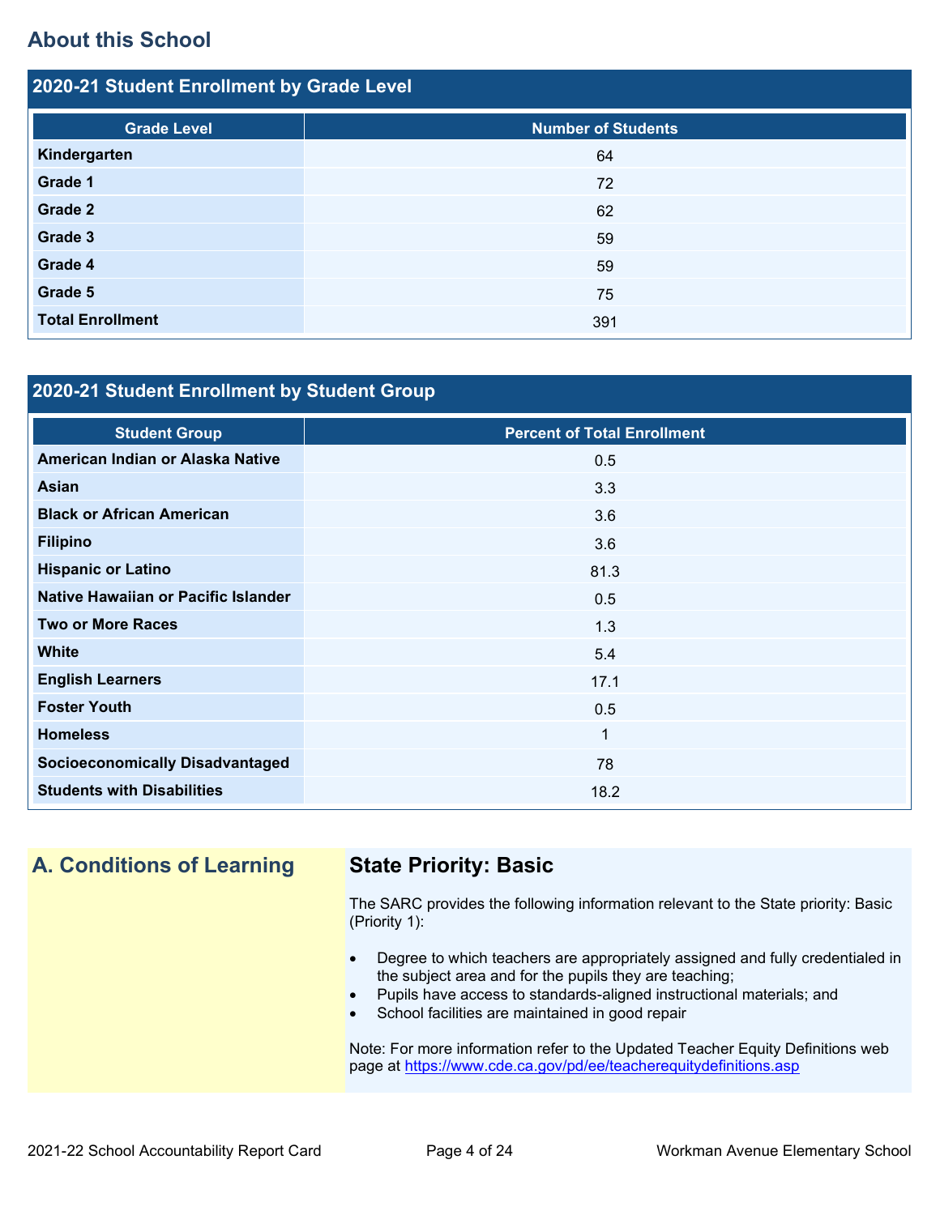## About this School

### 2020-21 Student Enrollment by Grade Level

| Grade Level | Number of Students |
|---|---|
| **Kindergarten** | 64 |
| **Grade 1** | 72 |
| **Grade 2** | 62 |
| **Grade 3** | 59 |
| **Grade 4** | 59 |
| **Grade 5** | 75 |
| **Total Enrollment** | 391 |

### 2020-21 Student Enrollment by Student Group

| Student Group | Percent of Total Enrollment |
|---|---|
| **American Indian or Alaska Native** | 0.5 |
| **Asian** | 3.3 |
| **Black or African American** | 3.6 |
| **Filipino** | 3.6 |
| **Hispanic or Latino** | 81.3 |
| **Native Hawaiian or Pacific Islander** | 0.5 |
| **Two or More Races** | 1.3 |
| **White** | 5.4 |
| **English Learners** | 17.1 |
| **Foster Youth** | 0.5 |
| **Homeless** | 1 |
| **Socioeconomically Disadvantaged** | 78 |
| **Students with Disabilities** | 18.2 |

## A. Conditions of Learning

### State Priority: Basic

The SARC provides the following information relevant to the State priority: Basic (Priority 1):

- Degree to which teachers are appropriately assigned and fully credentialed in the subject area and for the pupils they are teaching;
- Pupils have access to standards-aligned instructional materials; and
- School facilities are maintained in good repair

Note: For more information refer to the Updated Teacher Equity Definitions web page at https://www.cde.ca.gov/pd/ee/teacherequitydefinitions.asp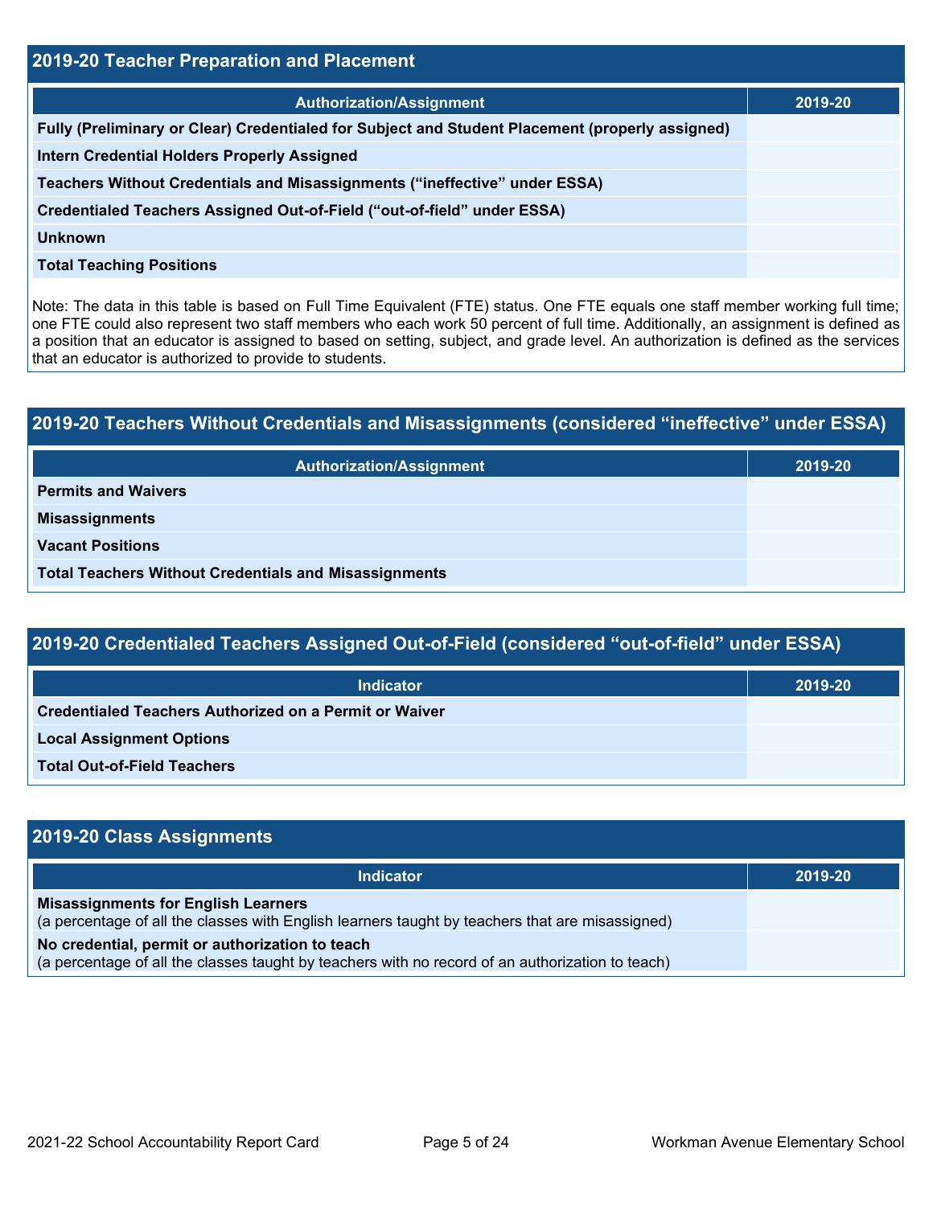## 2019-20 Teacher Preparation and Placement

| Authorization/Assignment | 2019-20 |
|---|---|
| **Fully (Preliminary or Clear) Credentialed for Subject and Student Placement (properly assigned)** | |
| **Intern Credential Holders Properly Assigned** | |
| **Teachers Without Credentials and Misassignments (“ineffective” under ESSA)** | |
| **Credentialed Teachers Assigned Out-of-Field (“out-of-field” under ESSA)** | |
| **Unknown** | |
| **Total Teaching Positions** | |

Note: The data in this table is based on Full Time Equivalent (FTE) status. One FTE equals one staff member working full time; one FTE could also represent two staff members who each work 50 percent of full time. Additionally, an assignment is defined as a position that an educator is assigned to based on setting, subject, and grade level. An authorization is defined as the services that an educator is authorized to provide to students.

## 2019-20 Teachers Without Credentials and Misassignments (considered “ineffective” under ESSA)

| Authorization/Assignment | 2019-20 |
|---|---|
| **Permits and Waivers** | |
| **Misassignments** | |
| **Vacant Positions** | |
| **Total Teachers Without Credentials and Misassignments** | |

## 2019-20 Credentialed Teachers Assigned Out-of-Field (considered “out-of-field” under ESSA)

| Indicator | 2019-20 |
|---|---|
| **Credentialed Teachers Authorized on a Permit or Waiver** | |
| **Local Assignment Options** | |
| **Total Out-of-Field Teachers** | |

## 2019-20 Class Assignments

| Indicator | 2019-20 |
|---|---|
| **Misassignments for English Learners** (a percentage of all the classes with English learners taught by teachers that are misassigned) | |
| **No credential, permit or authorization to teach** (a percentage of all the classes taught by teachers with no record of an authorization to teach) | |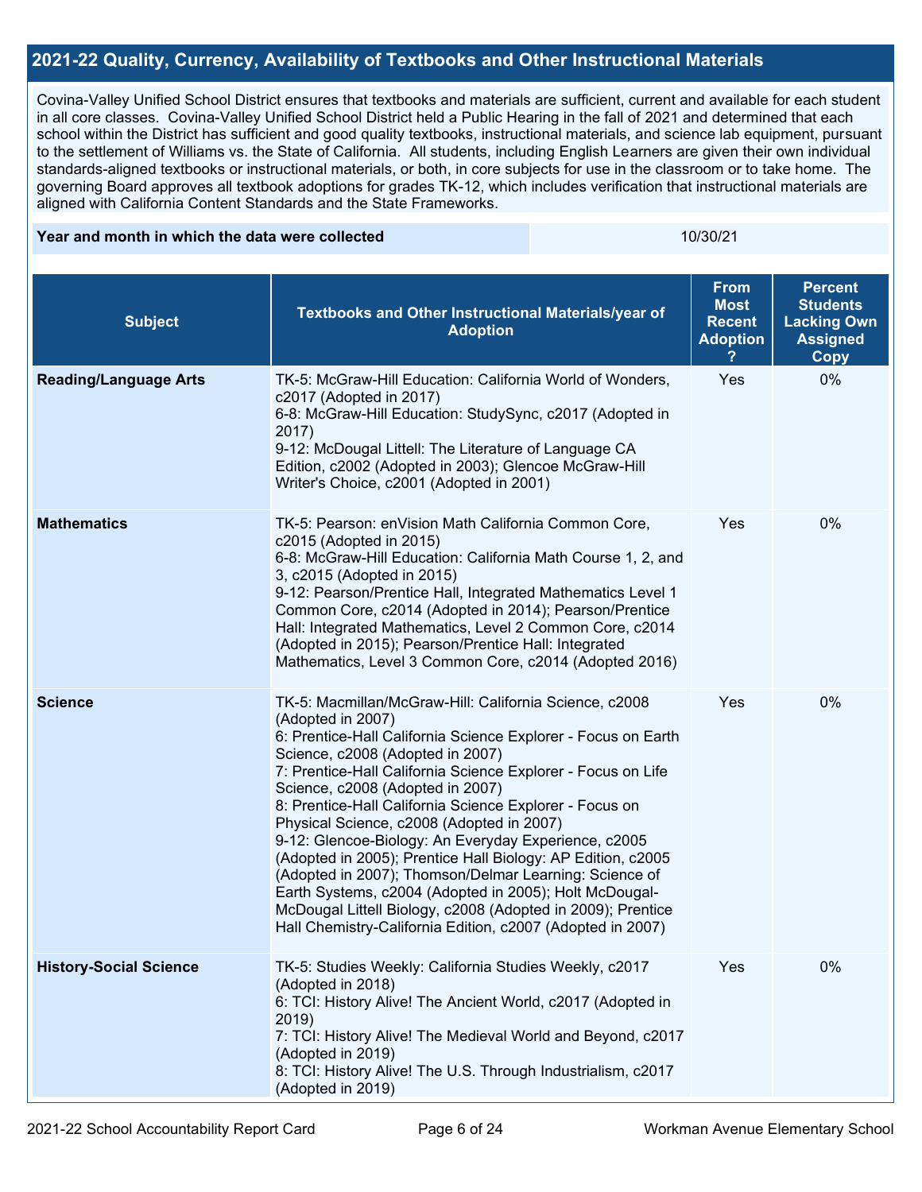## 2021-22 Quality, Currency, Availability of Textbooks and Other Instructional Materials

Covina-Valley Unified School District ensures that textbooks and materials are sufficient, current and available for each student in all core classes. Covina-Valley Unified School District held a Public Hearing in the fall of 2021 and determined that each school within the District has sufficient and good quality textbooks, instructional materials, and science lab equipment, pursuant to the settlement of Williams vs. the State of California. All students, including English Learners are given their own individual standards-aligned textbooks or instructional materials, or both, in core subjects for use in the classroom or to take home. The governing Board approves all textbook adoptions for grades TK-12, which includes verification that instructional materials are aligned with California Content Standards and the State Frameworks.

| Year and month in which the data were collected | 10/30/21 |
|---|---|

| Subject | Textbooks and Other Instructional Materials/year of Adoption | From Most Recent Adoption ? | Percent Students Lacking Own Assigned Copy |
|---|---|---|---|
| **Reading/Language Arts** | TK-5: McGraw-Hill Education: California World of Wonders, c2017 (Adopted in 2017)<br>6-8: McGraw-Hill Education: StudySync, c2017 (Adopted in 2017)<br>9-12: McDougal Littell: The Literature of Language CA Edition, c2002 (Adopted in 2003); Glencoe McGraw-Hill Writer's Choice, c2001 (Adopted in 2001) | Yes | 0% |
| **Mathematics** | TK-5: Pearson: enVision Math California Common Core, c2015 (Adopted in 2015)<br>6-8: McGraw-Hill Education: California Math Course 1, 2, and 3, c2015 (Adopted in 2015)<br>9-12: Pearson/Prentice Hall, Integrated Mathematics Level 1 Common Core, c2014 (Adopted in 2014); Pearson/Prentice Hall: Integrated Mathematics, Level 2 Common Core, c2014 (Adopted in 2015); Pearson/Prentice Hall: Integrated Mathematics, Level 3 Common Core, c2014 (Adopted 2016) | Yes | 0% |
| **Science** | TK-5: Macmillan/McGraw-Hill: California Science, c2008 (Adopted in 2007)<br>6: Prentice-Hall California Science Explorer - Focus on Earth Science, c2008 (Adopted in 2007)<br>7: Prentice-Hall California Science Explorer - Focus on Life Science, c2008 (Adopted in 2007)<br>8: Prentice-Hall California Science Explorer - Focus on Physical Science, c2008 (Adopted in 2007)<br>9-12: Glencoe-Biology: An Everyday Experience, c2005 (Adopted in 2005); Prentice Hall Biology: AP Edition, c2005 (Adopted in 2007); Thomson/Delmar Learning: Science of Earth Systems, c2004 (Adopted in 2005); Holt McDougal-McDougal Littell Biology, c2008 (Adopted in 2009); Prentice Hall Chemistry-California Edition, c2007 (Adopted in 2007) | Yes | 0% |
| **History-Social Science** | TK-5: Studies Weekly: California Studies Weekly, c2017 (Adopted in 2018)<br>6: TCI: History Alive! The Ancient World, c2017 (Adopted in 2019)<br>7: TCI: History Alive! The Medieval World and Beyond, c2017 (Adopted in 2019)<br>8: TCI: History Alive! The U.S. Through Industrialism, c2017 (Adopted in 2019) | Yes | 0% |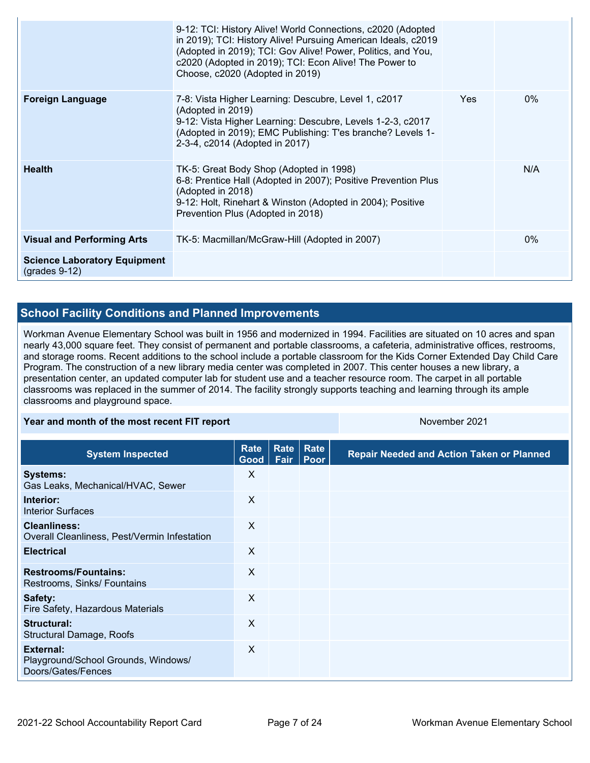| | | | |
|---|---|---|---|
| | 9-12: TCI: History Alive! World Connections, c2020 (Adopted in 2019); TCI: History Alive! Pursuing American Ideals, c2019 (Adopted in 2019); TCI: Gov Alive! Power, Politics, and You, c2020 (Adopted in 2019); TCI: Econ Alive! The Power to Choose, c2020 (Adopted in 2019) | | |
| **Foreign Language** | 7-8: Vista Higher Learning: Descubre, Level 1, c2017 (Adopted in 2019)<br>9-12: Vista Higher Learning: Descubre, Levels 1-2-3, c2017 (Adopted in 2019); EMC Publishing: T'es branche? Levels 1-2-3-4, c2014 (Adopted in 2017) | Yes | 0% |
| **Health** | TK-5: Great Body Shop (Adopted in 1998)<br>6-8: Prentice Hall (Adopted in 2007); Positive Prevention Plus (Adopted in 2018)<br>9-12: Holt, Rinehart & Winston (Adopted in 2004); Positive Prevention Plus (Adopted in 2018) | | N/A |
| **Visual and Performing Arts** | TK-5: Macmillan/McGraw-Hill (Adopted in 2007) | | 0% |
| **Science Laboratory Equipment** (grades 9-12) | | | |

## School Facility Conditions and Planned Improvements

Workman Avenue Elementary School was built in 1956 and modernized in 1994. Facilities are situated on 10 acres and span nearly 43,000 square feet. They consist of permanent and portable classrooms, a cafeteria, administrative offices, restrooms, and storage rooms. Recent additions to the school include a portable classroom for the Kids Corner Extended Day Child Care Program. The construction of a new library media center was completed in 2007. This center houses a new library, a presentation center, an updated computer lab for student use and a teacher resource room. The carpet in all portable classrooms was replaced in the summer of 2014. The facility strongly supports teaching and learning through its ample classrooms and playground space.

| Year and month of the most recent FIT report | November 2021 |
|---|---|

| System Inspected | Rate Good | Rate Fair | Rate Poor | Repair Needed and Action Taken or Planned |
|---|---|---|---|---|
| **Systems:**<br>Gas Leaks, Mechanical/HVAC, Sewer | X | | | |
| **Interior:**<br>Interior Surfaces | X | | | |
| **Cleanliness:**<br>Overall Cleanliness, Pest/Vermin Infestation | X | | | |
| **Electrical** | X | | | |
| **Restrooms/Fountains:**<br>Restrooms, Sinks/ Fountains | X | | | |
| **Safety:**<br>Fire Safety, Hazardous Materials | X | | | |
| **Structural:**<br>Structural Damage, Roofs | X | | | |
| **External:**<br>Playground/School Grounds, Windows/ Doors/Gates/Fences | X | | | |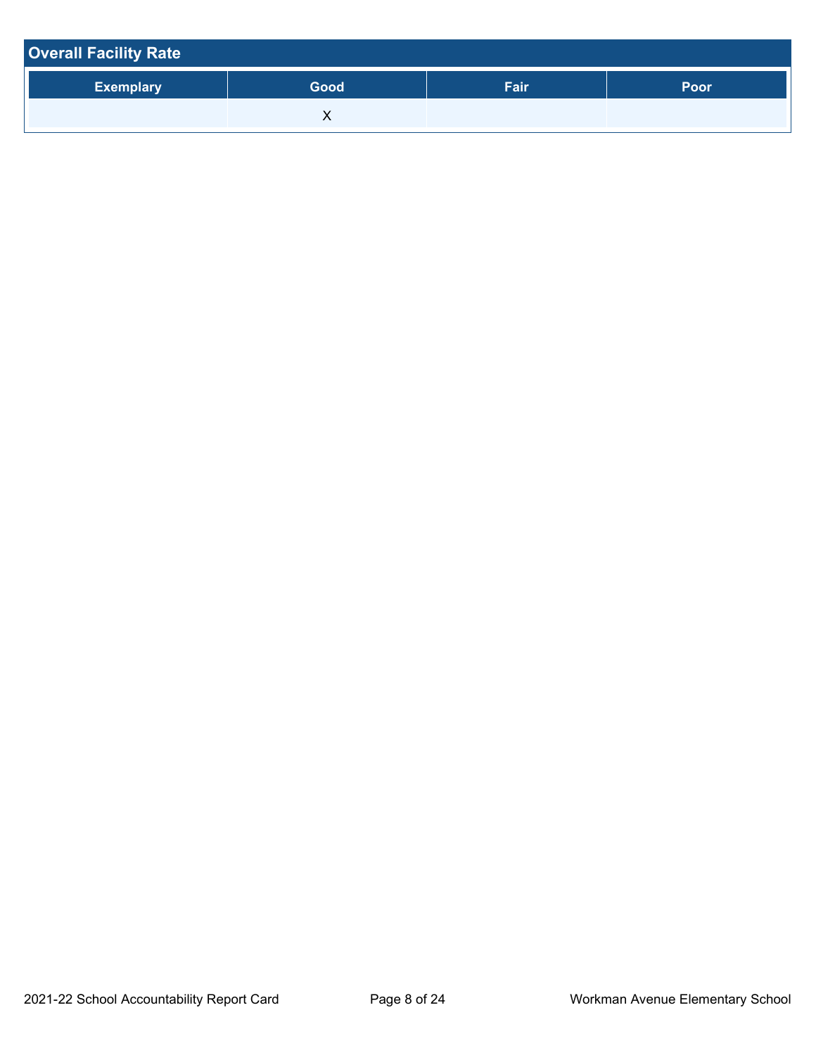## Overall Facility Rate

| Exemplary | Good | Fair | Poor |
|---|---|---|---|
| | X | | |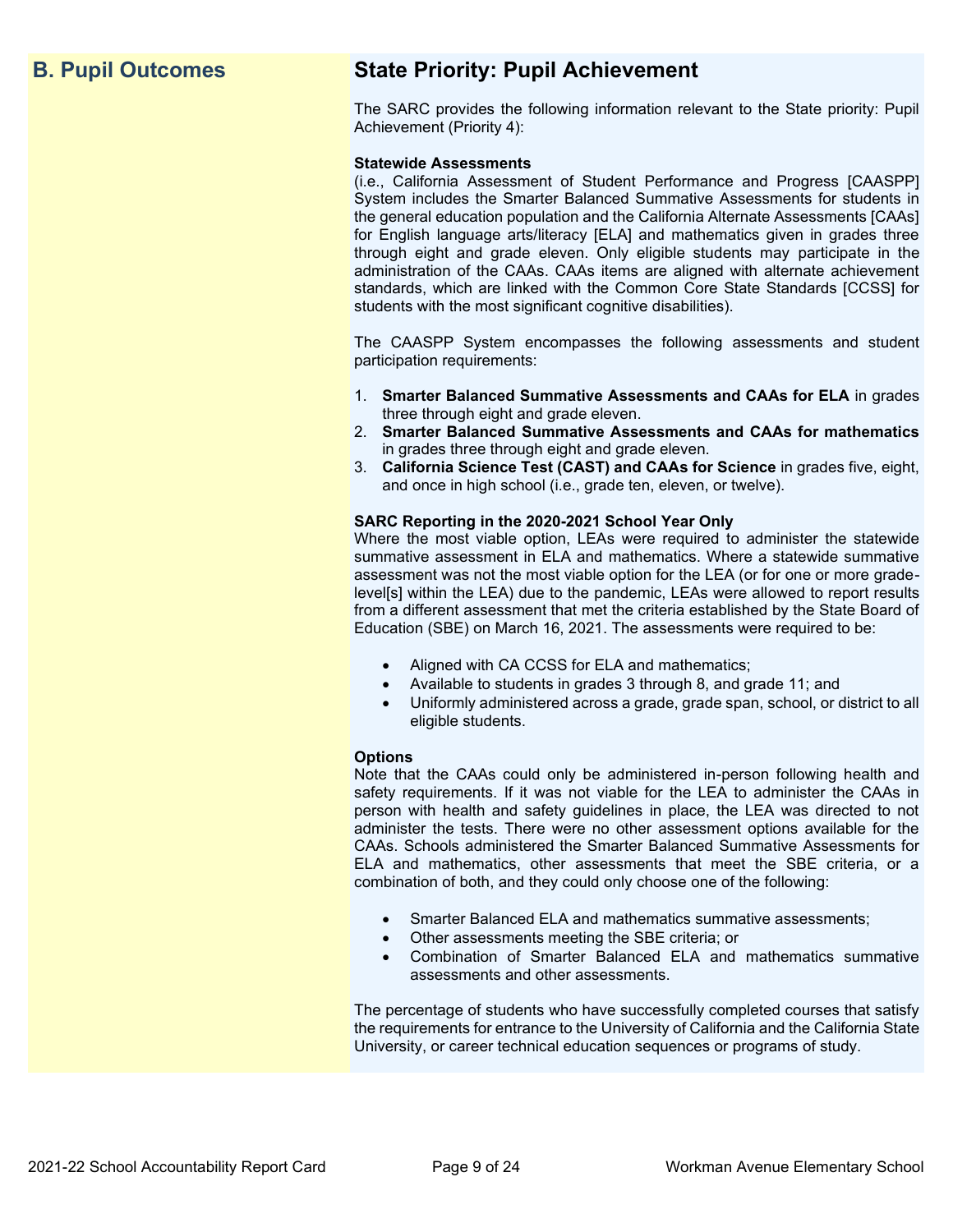## B. Pupil Outcomes

## State Priority: Pupil Achievement

The SARC provides the following information relevant to the State priority: Pupil Achievement (Priority 4):

**Statewide Assessments**
(i.e., California Assessment of Student Performance and Progress [CAASPP] System includes the Smarter Balanced Summative Assessments for students in the general education population and the California Alternate Assessments [CAAs] for English language arts/literacy [ELA] and mathematics given in grades three through eight and grade eleven. Only eligible students may participate in the administration of the CAAs. CAAs items are aligned with alternate achievement standards, which are linked with the Common Core State Standards [CCSS] for students with the most significant cognitive disabilities).

The CAASPP System encompasses the following assessments and student participation requirements:

1. **Smarter Balanced Summative Assessments and CAAs for ELA** in grades three through eight and grade eleven.
2. **Smarter Balanced Summative Assessments and CAAs for mathematics** in grades three through eight and grade eleven.
3. **California Science Test (CAST) and CAAs for Science** in grades five, eight, and once in high school (i.e., grade ten, eleven, or twelve).

**SARC Reporting in the 2020-2021 School Year Only**
Where the most viable option, LEAs were required to administer the statewide summative assessment in ELA and mathematics. Where a statewide summative assessment was not the most viable option for the LEA (or for one or more grade-level[s] within the LEA) due to the pandemic, LEAs were allowed to report results from a different assessment that met the criteria established by the State Board of Education (SBE) on March 16, 2021. The assessments were required to be:

- Aligned with CA CCSS for ELA and mathematics;
- Available to students in grades 3 through 8, and grade 11; and
- Uniformly administered across a grade, grade span, school, or district to all eligible students.

**Options**
Note that the CAAs could only be administered in-person following health and safety requirements. If it was not viable for the LEA to administer the CAAs in person with health and safety guidelines in place, the LEA was directed to not administer the tests. There were no other assessment options available for the CAAs. Schools administered the Smarter Balanced Summative Assessments for ELA and mathematics, other assessments that meet the SBE criteria, or a combination of both, and they could only choose one of the following:

- Smarter Balanced ELA and mathematics summative assessments;
- Other assessments meeting the SBE criteria; or
- Combination of Smarter Balanced ELA and mathematics summative assessments and other assessments.

The percentage of students who have successfully completed courses that satisfy the requirements for entrance to the University of California and the California State University, or career technical education sequences or programs of study.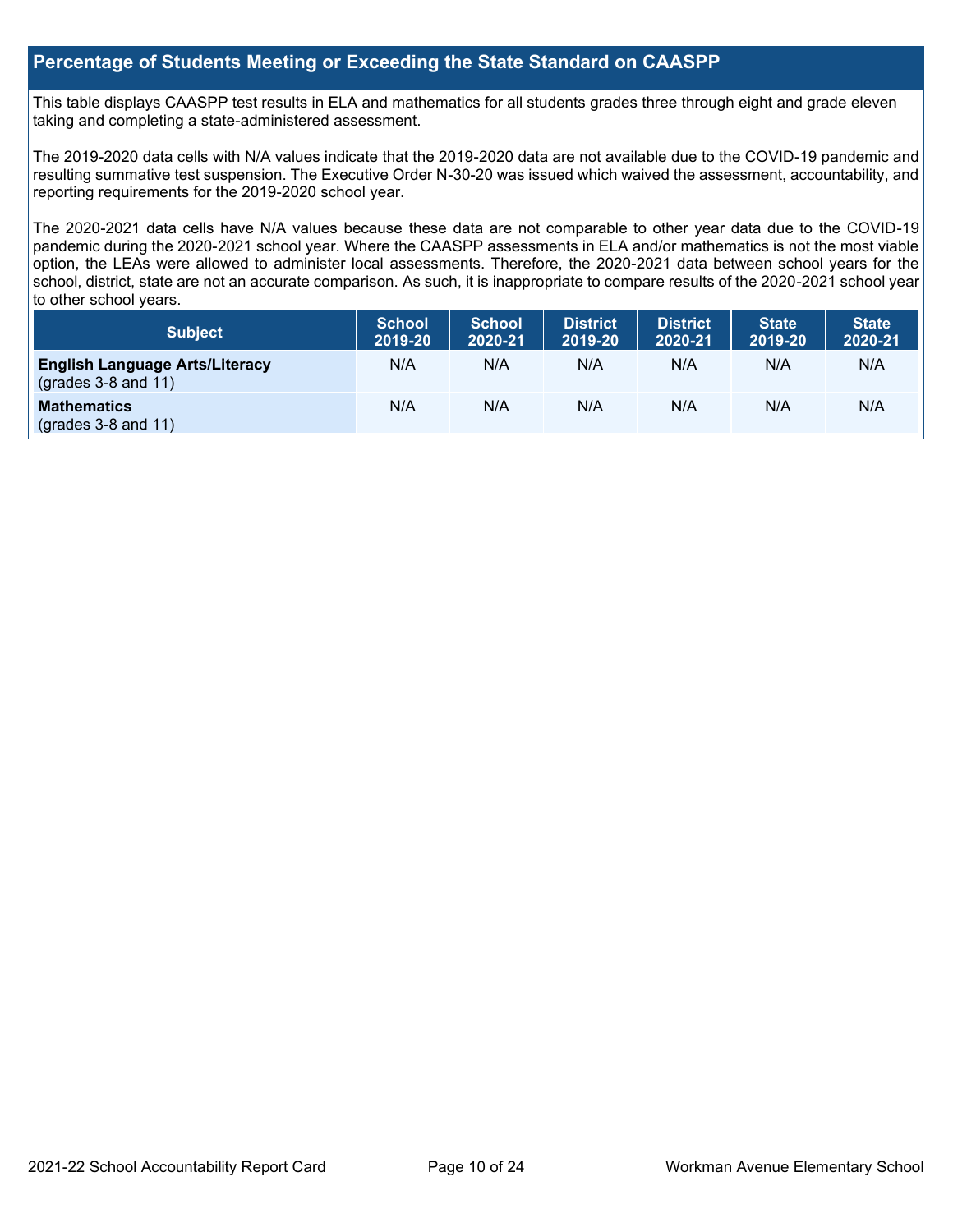## Percentage of Students Meeting or Exceeding the State Standard on CAASPP

This table displays CAASPP test results in ELA and mathematics for all students grades three through eight and grade eleven taking and completing a state-administered assessment.

The 2019-2020 data cells with N/A values indicate that the 2019-2020 data are not available due to the COVID-19 pandemic and resulting summative test suspension. The Executive Order N-30-20 was issued which waived the assessment, accountability, and reporting requirements for the 2019-2020 school year.

The 2020-2021 data cells have N/A values because these data are not comparable to other year data due to the COVID-19 pandemic during the 2020-2021 school year. Where the CAASPP assessments in ELA and/or mathematics is not the most viable option, the LEAs were allowed to administer local assessments. Therefore, the 2020-2021 data between school years for the school, district, state are not an accurate comparison. As such, it is inappropriate to compare results of the 2020-2021 school year to other school years.

| Subject | School 2019-20 | School 2020-21 | District 2019-20 | District 2020-21 | State 2019-20 | State 2020-21 |
|---|---|---|---|---|---|---|
| **English Language Arts/Literacy** (grades 3-8 and 11) | N/A | N/A | N/A | N/A | N/A | N/A |
| **Mathematics** (grades 3-8 and 11) | N/A | N/A | N/A | N/A | N/A | N/A |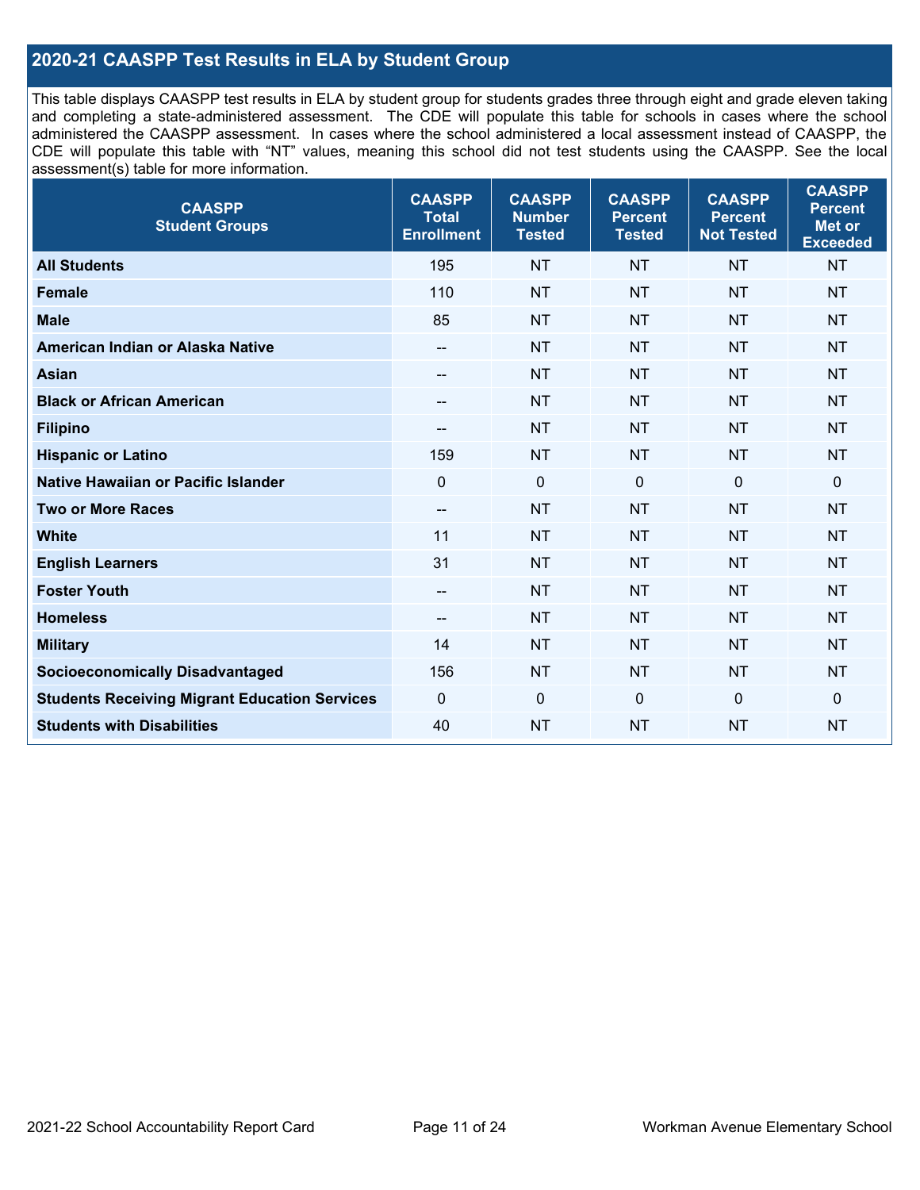## 2020-21 CAASPP Test Results in ELA by Student Group

This table displays CAASPP test results in ELA by student group for students grades three through eight and grade eleven taking and completing a state-administered assessment. The CDE will populate this table for schools in cases where the school administered the CAASPP assessment. In cases where the school administered a local assessment instead of CAASPP, the CDE will populate this table with "NT" values, meaning this school did not test students using the CAASPP. See the local assessment(s) table for more information.

| CAASPP Student Groups | CAASPP Total Enrollment | CAASPP Number Tested | CAASPP Percent Tested | CAASPP Percent Not Tested | CAASPP Percent Met or Exceeded |
|---|---|---|---|---|---|
| **All Students** | 195 | NT | NT | NT | NT |
| **Female** | 110 | NT | NT | NT | NT |
| **Male** | 85 | NT | NT | NT | NT |
| **American Indian or Alaska Native** | -- | NT | NT | NT | NT |
| **Asian** | -- | NT | NT | NT | NT |
| **Black or African American** | -- | NT | NT | NT | NT |
| **Filipino** | -- | NT | NT | NT | NT |
| **Hispanic or Latino** | 159 | NT | NT | NT | NT |
| **Native Hawaiian or Pacific Islander** | 0 | 0 | 0 | 0 | 0 |
| **Two or More Races** | -- | NT | NT | NT | NT |
| **White** | 11 | NT | NT | NT | NT |
| **English Learners** | 31 | NT | NT | NT | NT |
| **Foster Youth** | -- | NT | NT | NT | NT |
| **Homeless** | -- | NT | NT | NT | NT |
| **Military** | 14 | NT | NT | NT | NT |
| **Socioeconomically Disadvantaged** | 156 | NT | NT | NT | NT |
| **Students Receiving Migrant Education Services** | 0 | 0 | 0 | 0 | 0 |
| **Students with Disabilities** | 40 | NT | NT | NT | NT |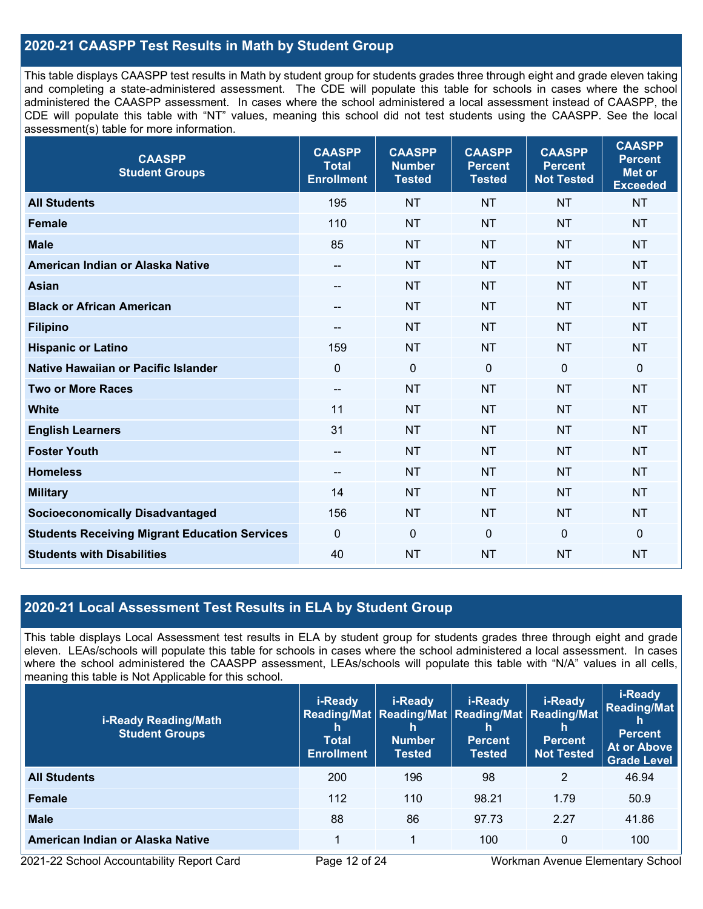## 2020-21 CAASPP Test Results in Math by Student Group

This table displays CAASPP test results in Math by student group for students grades three through eight and grade eleven taking and completing a state-administered assessment. The CDE will populate this table for schools in cases where the school administered the CAASPP assessment. In cases where the school administered a local assessment instead of CAASPP, the CDE will populate this table with "NT" values, meaning this school did not test students using the CAASPP. See the local assessment(s) table for more information.

| CAASPP Student Groups | CAASPP Total Enrollment | CAASPP Number Tested | CAASPP Percent Tested | CAASPP Percent Not Tested | CAASPP Percent Met or Exceeded |
|---|---|---|---|---|---|
| All Students | 195 | NT | NT | NT | NT |
| Female | 110 | NT | NT | NT | NT |
| Male | 85 | NT | NT | NT | NT |
| American Indian or Alaska Native | -- | NT | NT | NT | NT |
| Asian | -- | NT | NT | NT | NT |
| Black or African American | -- | NT | NT | NT | NT |
| Filipino | -- | NT | NT | NT | NT |
| Hispanic or Latino | 159 | NT | NT | NT | NT |
| Native Hawaiian or Pacific Islander | 0 | 0 | 0 | 0 | 0 |
| Two or More Races | -- | NT | NT | NT | NT |
| White | 11 | NT | NT | NT | NT |
| English Learners | 31 | NT | NT | NT | NT |
| Foster Youth | -- | NT | NT | NT | NT |
| Homeless | -- | NT | NT | NT | NT |
| Military | 14 | NT | NT | NT | NT |
| Socioeconomically Disadvantaged | 156 | NT | NT | NT | NT |
| Students Receiving Migrant Education Services | 0 | 0 | 0 | 0 | 0 |
| Students with Disabilities | 40 | NT | NT | NT | NT |

## 2020-21 Local Assessment Test Results in ELA by Student Group

This table displays Local Assessment test results in ELA by student group for students grades three through eight and grade eleven. LEAs/schools will populate this table for schools in cases where the school administered a local assessment. In cases where the school administered the CAASPP assessment, LEAs/schools will populate this table with "N/A" values in all cells, meaning this table is Not Applicable for this school.

| i-Ready Reading/Math Student Groups | i-Ready Reading/Math Total Enrollment | i-Ready Reading/Math Number Tested | i-Ready Reading/Math Percent Tested | i-Ready Reading/Math Percent Not Tested | i-Ready Reading/Math Percent At or Above Grade Level |
|---|---|---|---|---|---|
| All Students | 200 | 196 | 98 | 2 | 46.94 |
| Female | 112 | 110 | 98.21 | 1.79 | 50.9 |
| Male | 88 | 86 | 97.73 | 2.27 | 41.86 |
| American Indian or Alaska Native | 1 | 1 | 100 | 0 | 100 |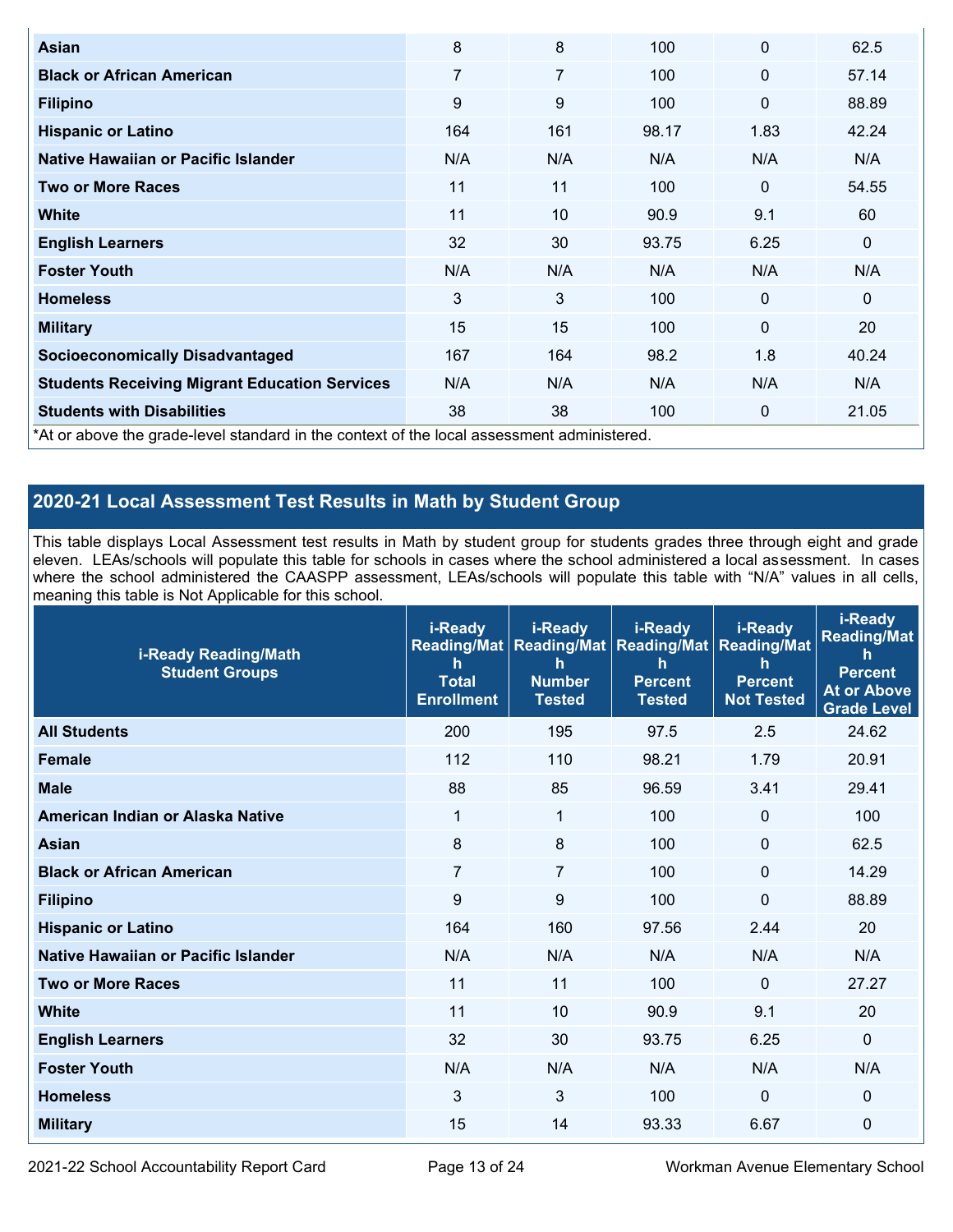| | | | | | |
|---|---|---|---|---|---|
| **Asian** | 8 | 8 | 100 | 0 | 62.5 |
| **Black or African American** | 7 | 7 | 100 | 0 | 57.14 |
| **Filipino** | 9 | 9 | 100 | 0 | 88.89 |
| **Hispanic or Latino** | 164 | 161 | 98.17 | 1.83 | 42.24 |
| **Native Hawaiian or Pacific Islander** | N/A | N/A | N/A | N/A | N/A |
| **Two or More Races** | 11 | 11 | 100 | 0 | 54.55 |
| **White** | 11 | 10 | 90.9 | 9.1 | 60 |
| **English Learners** | 32 | 30 | 93.75 | 6.25 | 0 |
| **Foster Youth** | N/A | N/A | N/A | N/A | N/A |
| **Homeless** | 3 | 3 | 100 | 0 | 0 |
| **Military** | 15 | 15 | 100 | 0 | 20 |
| **Socioeconomically Disadvantaged** | 167 | 164 | 98.2 | 1.8 | 40.24 |
| **Students Receiving Migrant Education Services** | N/A | N/A | N/A | N/A | N/A |
| **Students with Disabilities** | 38 | 38 | 100 | 0 | 21.05 |

*At or above the grade-level standard in the context of the local assessment administered.

## 2020-21 Local Assessment Test Results in Math by Student Group

This table displays Local Assessment test results in Math by student group for students grades three through eight and grade eleven. LEAs/schools will populate this table for schools in cases where the school administered a local assessment. In cases where the school administered the CAASPP assessment, LEAs/schools will populate this table with "N/A" values in all cells, meaning this table is Not Applicable for this school.

| i-Ready Reading/Math Student Groups | i-Ready Reading/Math Total Enrollment | i-Ready Reading/Math Number Tested | i-Ready Reading/Math Percent Tested | i-Ready Reading/Math Percent Not Tested | i-Ready Reading/Math Percent At or Above Grade Level |
|---|---|---|---|---|---|
| **All Students** | 200 | 195 | 97.5 | 2.5 | 24.62 |
| **Female** | 112 | 110 | 98.21 | 1.79 | 20.91 |
| **Male** | 88 | 85 | 96.59 | 3.41 | 29.41 |
| **American Indian or Alaska Native** | 1 | 1 | 100 | 0 | 100 |
| **Asian** | 8 | 8 | 100 | 0 | 62.5 |
| **Black or African American** | 7 | 7 | 100 | 0 | 14.29 |
| **Filipino** | 9 | 9 | 100 | 0 | 88.89 |
| **Hispanic or Latino** | 164 | 160 | 97.56 | 2.44 | 20 |
| **Native Hawaiian or Pacific Islander** | N/A | N/A | N/A | N/A | N/A |
| **Two or More Races** | 11 | 11 | 100 | 0 | 27.27 |
| **White** | 11 | 10 | 90.9 | 9.1 | 20 |
| **English Learners** | 32 | 30 | 93.75 | 6.25 | 0 |
| **Foster Youth** | N/A | N/A | N/A | N/A | N/A |
| **Homeless** | 3 | 3 | 100 | 0 | 0 |
| **Military** | 15 | 14 | 93.33 | 6.67 | 0 |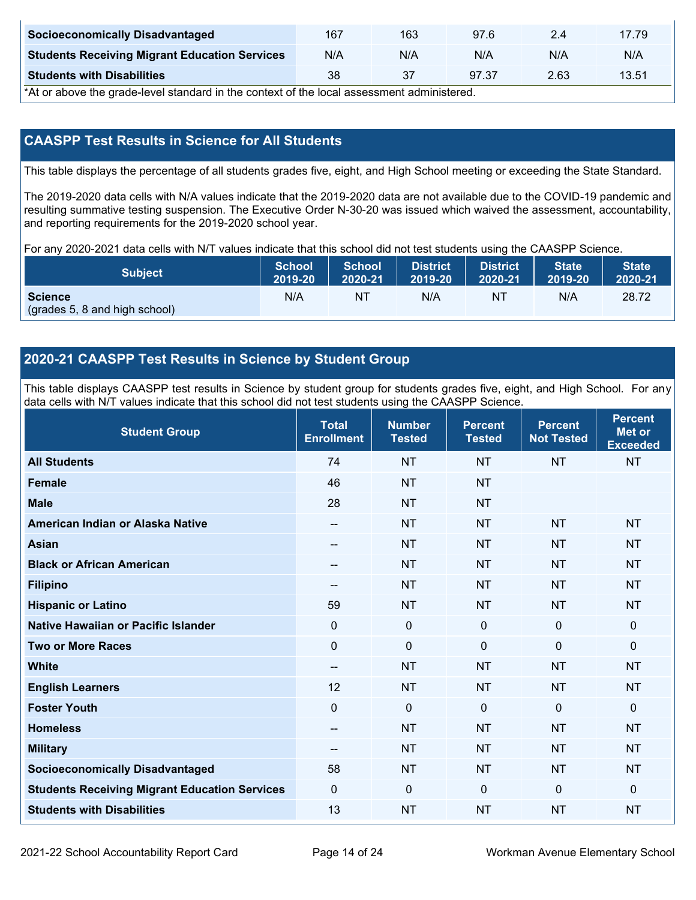| Socioeconomically Disadvantaged | 167 | 163 | 97.6 | 2.4 | 17.79 |
|---|---|---|---|---|---|
| Students Receiving Migrant Education Services | N/A | N/A | N/A | N/A | N/A |
| Students with Disabilities | 38 | 37 | 97.37 | 2.63 | 13.51 |

*At or above the grade-level standard in the context of the local assessment administered.

## CAASPP Test Results in Science for All Students

This table displays the percentage of all students grades five, eight, and High School meeting or exceeding the State Standard.

The 2019-2020 data cells with N/A values indicate that the 2019-2020 data are not available due to the COVID-19 pandemic and resulting summative testing suspension. The Executive Order N-30-20 was issued which waived the assessment, accountability, and reporting requirements for the 2019-2020 school year.

For any 2020-2021 data cells with N/T values indicate that this school did not test students using the CAASPP Science.

| Subject | School 2019-20 | School 2020-21 | District 2019-20 | District 2020-21 | State 2019-20 | State 2020-21 |
|---|---|---|---|---|---|---|
| **Science** (grades 5, 8 and high school) | N/A | NT | N/A | NT | N/A | 28.72 |

## 2020-21 CAASPP Test Results in Science by Student Group

This table displays CAASPP test results in Science by student group for students grades five, eight, and High School. For any data cells with N/T values indicate that this school did not test students using the CAASPP Science.

| Student Group | Total Enrollment | Number Tested | Percent Tested | Percent Not Tested | Percent Met or Exceeded |
|---|---|---|---|---|---|
| All Students | 74 | NT | NT | NT | NT |
| Female | 46 | NT | NT | | |
| Male | 28 | NT | NT | | |
| American Indian or Alaska Native | -- | NT | NT | NT | NT |
| Asian | -- | NT | NT | NT | NT |
| Black or African American | -- | NT | NT | NT | NT |
| Filipino | -- | NT | NT | NT | NT |
| Hispanic or Latino | 59 | NT | NT | NT | NT |
| Native Hawaiian or Pacific Islander | 0 | 0 | 0 | 0 | 0 |
| Two or More Races | 0 | 0 | 0 | 0 | 0 |
| White | -- | NT | NT | NT | NT |
| English Learners | 12 | NT | NT | NT | NT |
| Foster Youth | 0 | 0 | 0 | 0 | 0 |
| Homeless | -- | NT | NT | NT | NT |
| Military | -- | NT | NT | NT | NT |
| Socioeconomically Disadvantaged | 58 | NT | NT | NT | NT |
| Students Receiving Migrant Education Services | 0 | 0 | 0 | 0 | 0 |
| Students with Disabilities | 13 | NT | NT | NT | NT |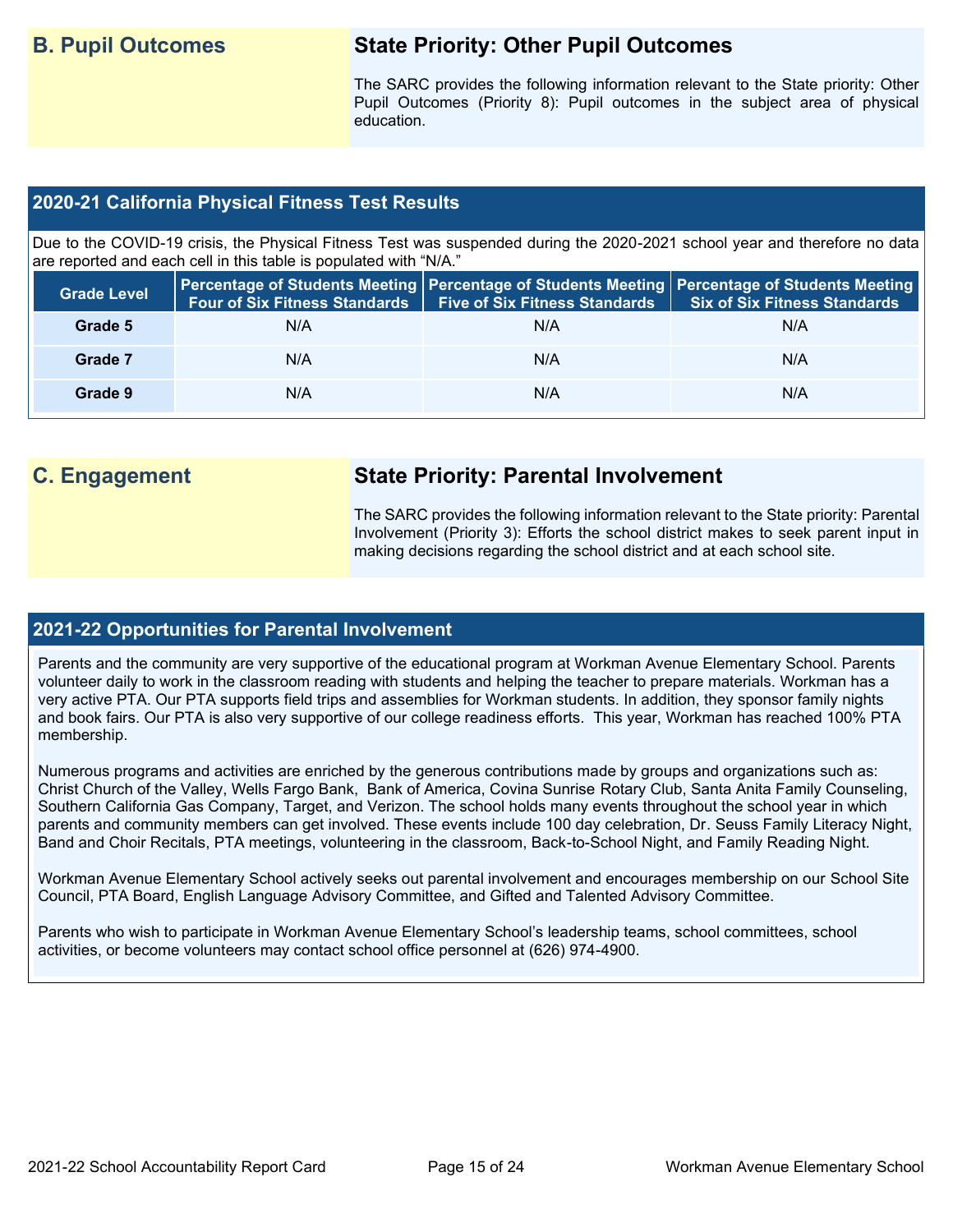## B. Pupil Outcomes

### State Priority: Other Pupil Outcomes

The SARC provides the following information relevant to the State priority: Other Pupil Outcomes (Priority 8): Pupil outcomes in the subject area of physical education.

### 2020-21 California Physical Fitness Test Results

Due to the COVID-19 crisis, the Physical Fitness Test was suspended during the 2020-2021 school year and therefore no data are reported and each cell in this table is populated with "N/A."

| Grade Level | Percentage of Students Meeting Four of Six Fitness Standards | Percentage of Students Meeting Five of Six Fitness Standards | Percentage of Students Meeting Six of Six Fitness Standards |
|---|---|---|---|
| Grade 5 | N/A | N/A | N/A |
| Grade 7 | N/A | N/A | N/A |
| Grade 9 | N/A | N/A | N/A |

## C. Engagement

### State Priority: Parental Involvement

The SARC provides the following information relevant to the State priority: Parental Involvement (Priority 3): Efforts the school district makes to seek parent input in making decisions regarding the school district and at each school site.

### 2021-22 Opportunities for Parental Involvement

Parents and the community are very supportive of the educational program at Workman Avenue Elementary School. Parents volunteer daily to work in the classroom reading with students and helping the teacher to prepare materials. Workman has a very active PTA. Our PTA supports field trips and assemblies for Workman students. In addition, they sponsor family nights and book fairs. Our PTA is also very supportive of our college readiness efforts. This year, Workman has reached 100% PTA membership.

Numerous programs and activities are enriched by the generous contributions made by groups and organizations such as: Christ Church of the Valley, Wells Fargo Bank, Bank of America, Covina Sunrise Rotary Club, Santa Anita Family Counseling, Southern California Gas Company, Target, and Verizon. The school holds many events throughout the school year in which parents and community members can get involved. These events include 100 day celebration, Dr. Seuss Family Literacy Night, Band and Choir Recitals, PTA meetings, volunteering in the classroom, Back-to-School Night, and Family Reading Night.

Workman Avenue Elementary School actively seeks out parental involvement and encourages membership on our School Site Council, PTA Board, English Language Advisory Committee, and Gifted and Talented Advisory Committee.

Parents who wish to participate in Workman Avenue Elementary School's leadership teams, school committees, school activities, or become volunteers may contact school office personnel at (626) 974-4900.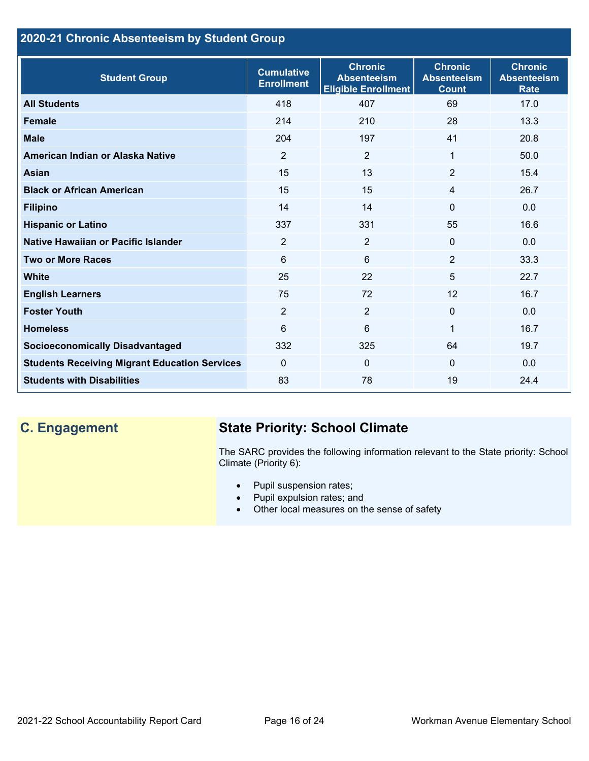## 2020-21 Chronic Absenteeism by Student Group

| Student Group | Cumulative Enrollment | Chronic Absenteeism Eligible Enrollment | Chronic Absenteeism Count | Chronic Absenteeism Rate |
|---|---|---|---|---|
| **All Students** | 418 | 407 | 69 | 17.0 |
| **Female** | 214 | 210 | 28 | 13.3 |
| **Male** | 204 | 197 | 41 | 20.8 |
| **American Indian or Alaska Native** | 2 | 2 | 1 | 50.0 |
| **Asian** | 15 | 13 | 2 | 15.4 |
| **Black or African American** | 15 | 15 | 4 | 26.7 |
| **Filipino** | 14 | 14 | 0 | 0.0 |
| **Hispanic or Latino** | 337 | 331 | 55 | 16.6 |
| **Native Hawaiian or Pacific Islander** | 2 | 2 | 0 | 0.0 |
| **Two or More Races** | 6 | 6 | 2 | 33.3 |
| **White** | 25 | 22 | 5 | 22.7 |
| **English Learners** | 75 | 72 | 12 | 16.7 |
| **Foster Youth** | 2 | 2 | 0 | 0.0 |
| **Homeless** | 6 | 6 | 1 | 16.7 |
| **Socioeconomically Disadvantaged** | 332 | 325 | 64 | 19.7 |
| **Students Receiving Migrant Education Services** | 0 | 0 | 0 | 0.0 |
| **Students with Disabilities** | 83 | 78 | 19 | 24.4 |

## C. Engagement

### State Priority: School Climate

The SARC provides the following information relevant to the State priority: School Climate (Priority 6):

- Pupil suspension rates;
- Pupil expulsion rates; and
- Other local measures on the sense of safety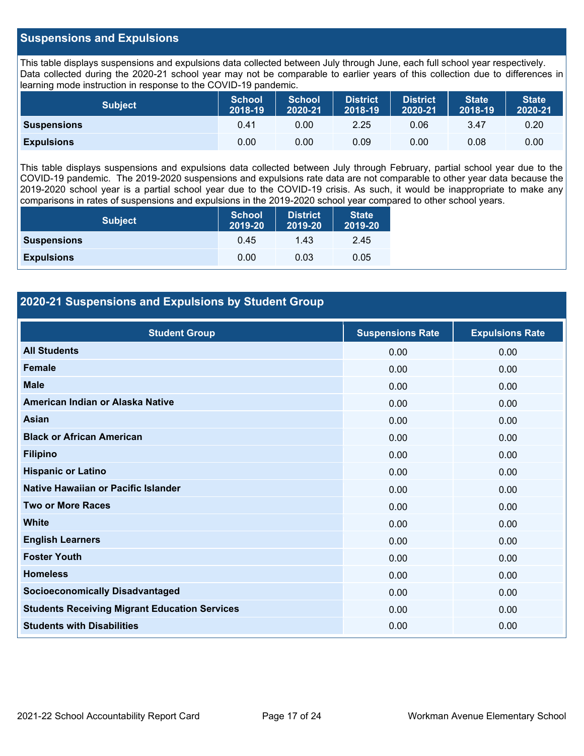## Suspensions and Expulsions

This table displays suspensions and expulsions data collected between July through June, each full school year respectively. Data collected during the 2020-21 school year may not be comparable to earlier years of this collection due to differences in learning mode instruction in response to the COVID-19 pandemic.

| Subject | School 2018-19 | School 2020-21 | District 2018-19 | District 2020-21 | State 2018-19 | State 2020-21 |
|---|---|---|---|---|---|---|
| **Suspensions** | 0.41 | 0.00 | 2.25 | 0.06 | 3.47 | 0.20 |
| **Expulsions** | 0.00 | 0.00 | 0.09 | 0.00 | 0.08 | 0.00 |

This table displays suspensions and expulsions data collected between July through February, partial school year due to the COVID-19 pandemic. The 2019-2020 suspensions and expulsions rate data are not comparable to other year data because the 2019-2020 school year is a partial school year due to the COVID-19 crisis. As such, it would be inappropriate to make any comparisons in rates of suspensions and expulsions in the 2019-2020 school year compared to other school years.

| Subject | School 2019-20 | District 2019-20 | State 2019-20 |
|---|---|---|---|
| **Suspensions** | 0.45 | 1.43 | 2.45 |
| **Expulsions** | 0.00 | 0.03 | 0.05 |

## 2020-21 Suspensions and Expulsions by Student Group

| Student Group | Suspensions Rate | Expulsions Rate |
|---|---|---|
| **All Students** | 0.00 | 0.00 |
| **Female** | 0.00 | 0.00 |
| **Male** | 0.00 | 0.00 |
| **American Indian or Alaska Native** | 0.00 | 0.00 |
| **Asian** | 0.00 | 0.00 |
| **Black or African American** | 0.00 | 0.00 |
| **Filipino** | 0.00 | 0.00 |
| **Hispanic or Latino** | 0.00 | 0.00 |
| **Native Hawaiian or Pacific Islander** | 0.00 | 0.00 |
| **Two or More Races** | 0.00 | 0.00 |
| **White** | 0.00 | 0.00 |
| **English Learners** | 0.00 | 0.00 |
| **Foster Youth** | 0.00 | 0.00 |
| **Homeless** | 0.00 | 0.00 |
| **Socioeconomically Disadvantaged** | 0.00 | 0.00 |
| **Students Receiving Migrant Education Services** | 0.00 | 0.00 |
| **Students with Disabilities** | 0.00 | 0.00 |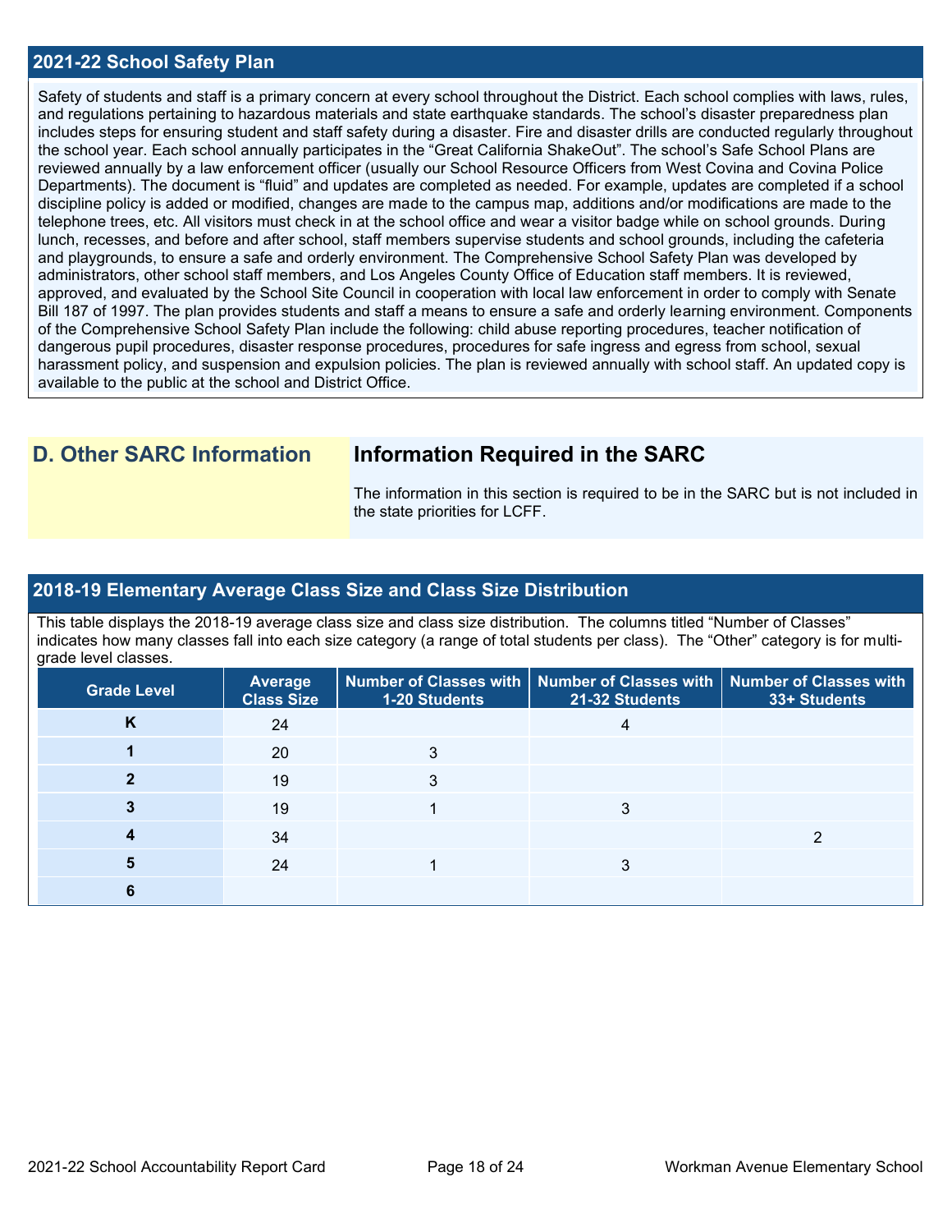## 2021-22 School Safety Plan

Safety of students and staff is a primary concern at every school throughout the District. Each school complies with laws, rules, and regulations pertaining to hazardous materials and state earthquake standards. The school's disaster preparedness plan includes steps for ensuring student and staff safety during a disaster. Fire and disaster drills are conducted regularly throughout the school year. Each school annually participates in the "Great California ShakeOut". The school's Safe School Plans are reviewed annually by a law enforcement officer (usually our School Resource Officers from West Covina and Covina Police Departments). The document is "fluid" and updates are completed as needed. For example, updates are completed if a school discipline policy is added or modified, changes are made to the campus map, additions and/or modifications are made to the telephone trees, etc. All visitors must check in at the school office and wear a visitor badge while on school grounds. During lunch, recesses, and before and after school, staff members supervise students and school grounds, including the cafeteria and playgrounds, to ensure a safe and orderly environment. The Comprehensive School Safety Plan was developed by administrators, other school staff members, and Los Angeles County Office of Education staff members. It is reviewed, approved, and evaluated by the School Site Council in cooperation with local law enforcement in order to comply with Senate Bill 187 of 1997. The plan provides students and staff a means to ensure a safe and orderly learning environment. Components of the Comprehensive School Safety Plan include the following: child abuse reporting procedures, teacher notification of dangerous pupil procedures, disaster response procedures, procedures for safe ingress and egress from school, sexual harassment policy, and suspension and expulsion policies. The plan is reviewed annually with school staff. An updated copy is available to the public at the school and District Office.

# D. Other SARC Information

## Information Required in the SARC

The information in this section is required to be in the SARC but is not included in the state priorities for LCFF.

## 2018-19 Elementary Average Class Size and Class Size Distribution

This table displays the 2018-19 average class size and class size distribution. The columns titled "Number of Classes" indicates how many classes fall into each size category (a range of total students per class). The "Other" category is for multi-grade level classes.

| Grade Level | Average Class Size | Number of Classes with 1-20 Students | Number of Classes with 21-32 Students | Number of Classes with 33+ Students |
|---|---|---|---|---|
| K | 24 | | 4 | |
| 1 | 20 | 3 | | |
| 2 | 19 | 3 | | |
| 3 | 19 | 1 | 3 | |
| 4 | 34 | | | 2 |
| 5 | 24 | 1 | 3 | |
| 6 | | | | |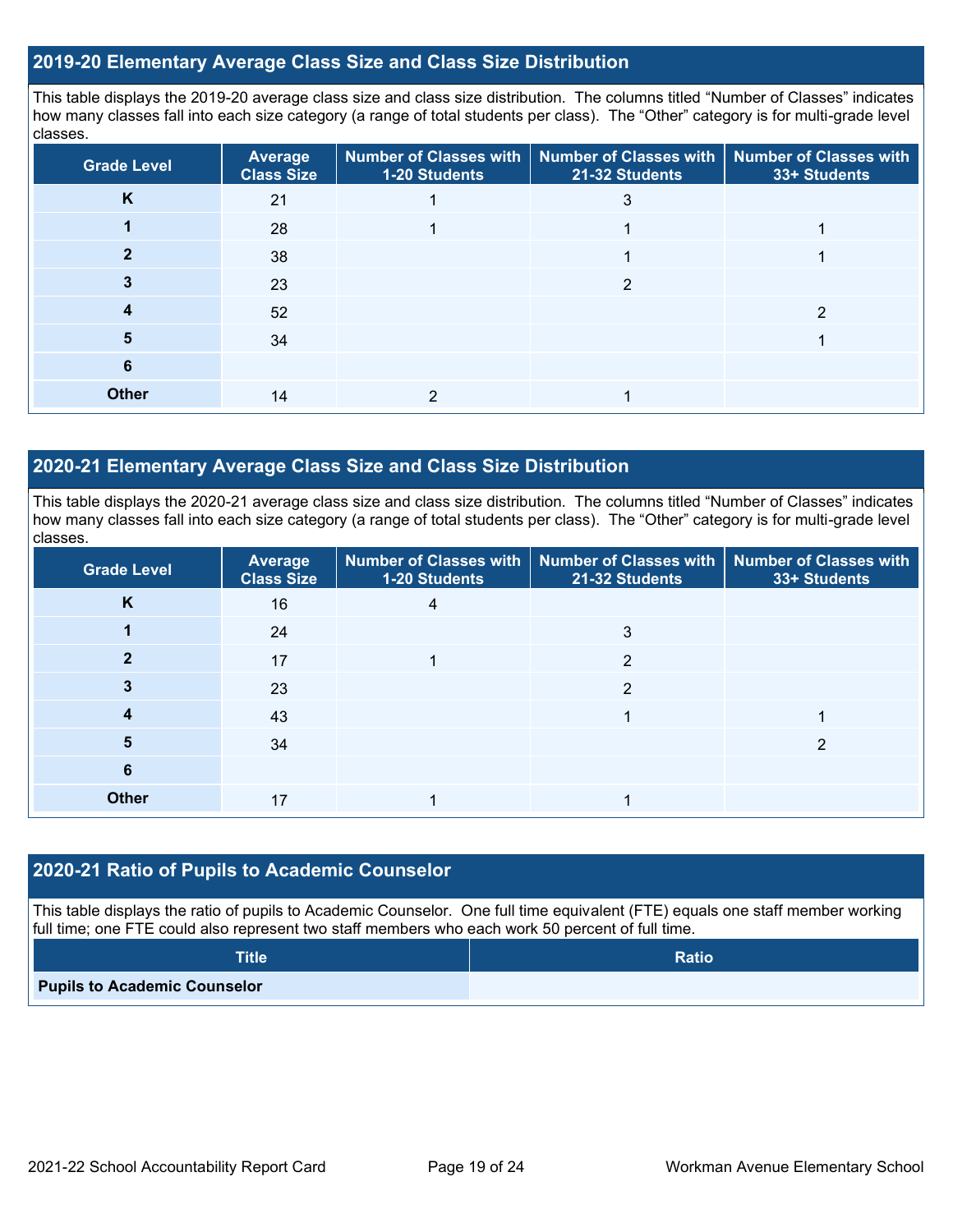## 2019-20 Elementary Average Class Size and Class Size Distribution

This table displays the 2019-20 average class size and class size distribution. The columns titled "Number of Classes" indicates how many classes fall into each size category (a range of total students per class). The "Other" category is for multi-grade level classes.

| Grade Level | Average Class Size | Number of Classes with 1-20 Students | Number of Classes with 21-32 Students | Number of Classes with 33+ Students |
|---|---|---|---|---|
| K | 21 | 1 | 3 | |
| 1 | 28 | 1 | 1 | 1 |
| 2 | 38 | | 1 | 1 |
| 3 | 23 | | 2 | |
| 4 | 52 | | | 2 |
| 5 | 34 | | | 1 |
| 6 | | | | |
| Other | 14 | 2 | 1 | |

## 2020-21 Elementary Average Class Size and Class Size Distribution

This table displays the 2020-21 average class size and class size distribution. The columns titled "Number of Classes" indicates how many classes fall into each size category (a range of total students per class). The "Other" category is for multi-grade level classes.

| Grade Level | Average Class Size | Number of Classes with 1-20 Students | Number of Classes with 21-32 Students | Number of Classes with 33+ Students |
|---|---|---|---|---|
| K | 16 | 4 | | |
| 1 | 24 | | 3 | |
| 2 | 17 | 1 | 2 | |
| 3 | 23 | | 2 | |
| 4 | 43 | | 1 | 1 |
| 5 | 34 | | | 2 |
| 6 | | | | |
| Other | 17 | 1 | 1 | |

## 2020-21 Ratio of Pupils to Academic Counselor

This table displays the ratio of pupils to Academic Counselor. One full time equivalent (FTE) equals one staff member working full time; one FTE could also represent two staff members who each work 50 percent of full time.

| Title | Ratio |
|---|---|
| Pupils to Academic Counselor | |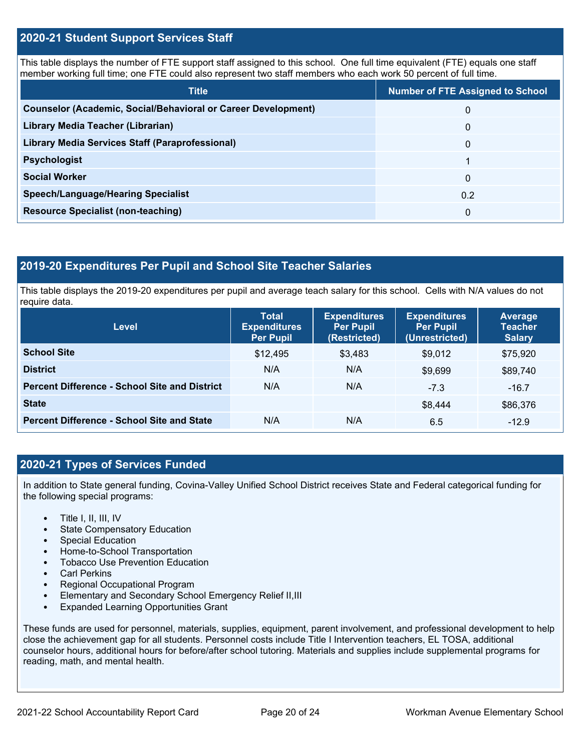## 2020-21 Student Support Services Staff

This table displays the number of FTE support staff assigned to this school. One full time equivalent (FTE) equals one staff member working full time; one FTE could also represent two staff members who each work 50 percent of full time.

| Title | Number of FTE Assigned to School |
|---|---|
| **Counselor (Academic, Social/Behavioral or Career Development)** | 0 |
| **Library Media Teacher (Librarian)** | 0 |
| **Library Media Services Staff (Paraprofessional)** | 0 |
| **Psychologist** | 1 |
| **Social Worker** | 0 |
| **Speech/Language/Hearing Specialist** | 0.2 |
| **Resource Specialist (non-teaching)** | 0 |

## 2019-20 Expenditures Per Pupil and School Site Teacher Salaries

This table displays the 2019-20 expenditures per pupil and average teach salary for this school. Cells with N/A values do not require data.

| Level | Total Expenditures Per Pupil | Expenditures Per Pupil (Restricted) | Expenditures Per Pupil (Unrestricted) | Average Teacher Salary |
|---|---|---|---|---|
| **School Site** | $12,495 | $3,483 | $9,012 | $75,920 |
| **District** | N/A | N/A | $9,699 | $89,740 |
| **Percent Difference - School Site and District** | N/A | N/A | -7.3 | -16.7 |
| **State** | | | $8,444 | $86,376 |
| **Percent Difference - School Site and State** | N/A | N/A | 6.5 | -12.9 |

## 2020-21 Types of Services Funded

In addition to State general funding, Covina-Valley Unified School District receives State and Federal categorical funding for the following special programs:

- Title I, II, III, IV
- State Compensatory Education
- Special Education
- Home-to-School Transportation
- Tobacco Use Prevention Education
- Carl Perkins
- Regional Occupational Program
- Elementary and Secondary School Emergency Relief II,III
- Expanded Learning Opportunities Grant

These funds are used for personnel, materials, supplies, equipment, parent involvement, and professional development to help close the achievement gap for all students. Personnel costs include Title I Intervention teachers, EL TOSA, additional counselor hours, additional hours for before/after school tutoring. Materials and supplies include supplemental programs for reading, math, and mental health.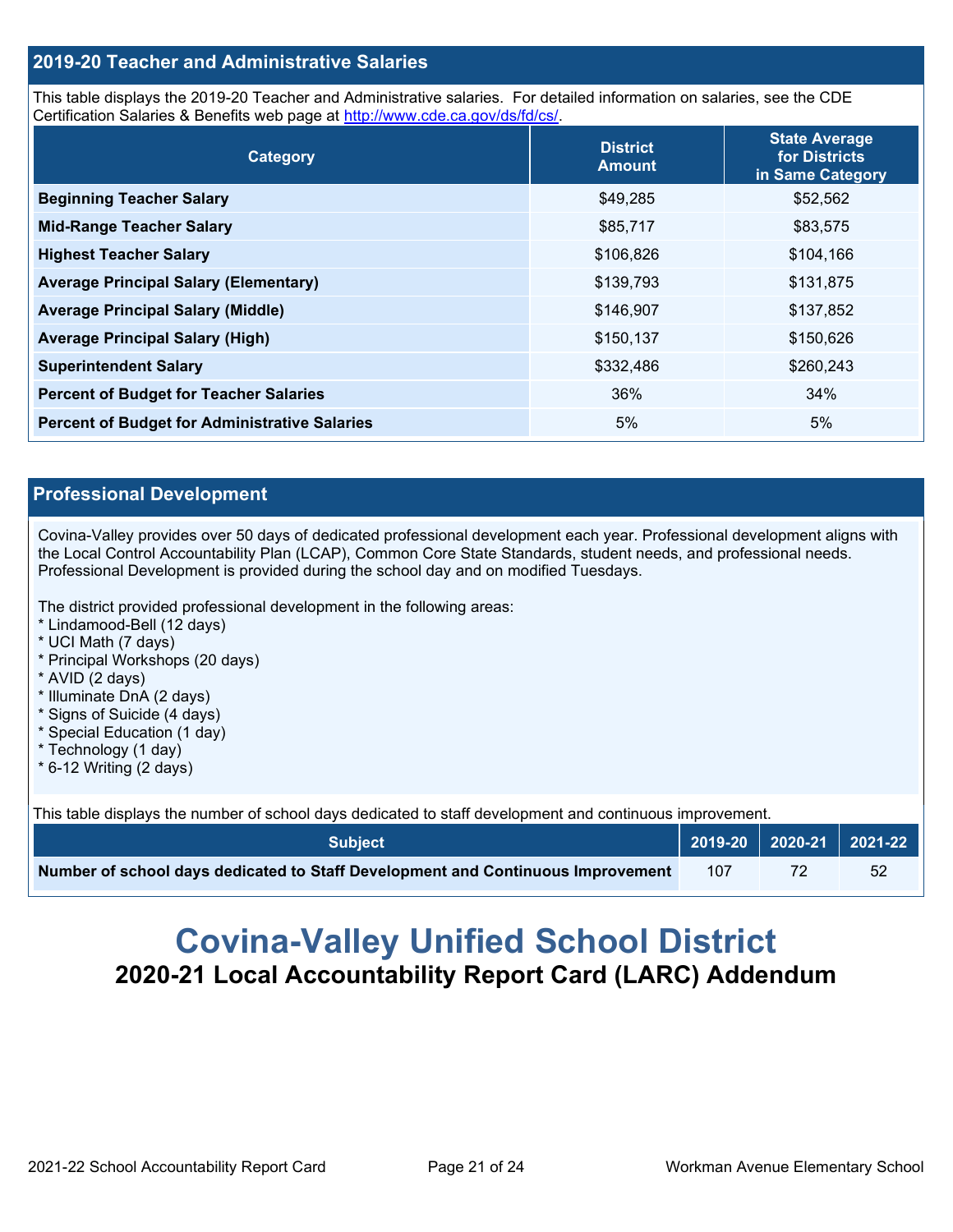## 2019-20 Teacher and Administrative Salaries

This table displays the 2019-20 Teacher and Administrative salaries. For detailed information on salaries, see the CDE Certification Salaries & Benefits web page at http://www.cde.ca.gov/ds/fd/cs/.

| Category | District Amount | State Average for Districts in Same Category |
|---|---|---|
| **Beginning Teacher Salary** | $49,285 | $52,562 |
| **Mid-Range Teacher Salary** | $85,717 | $83,575 |
| **Highest Teacher Salary** | $106,826 | $104,166 |
| **Average Principal Salary (Elementary)** | $139,793 | $131,875 |
| **Average Principal Salary (Middle)** | $146,907 | $137,852 |
| **Average Principal Salary (High)** | $150,137 | $150,626 |
| **Superintendent Salary** | $332,486 | $260,243 |
| **Percent of Budget for Teacher Salaries** | 36% | 34% |
| **Percent of Budget for Administrative Salaries** | 5% | 5% |

## Professional Development

Covina-Valley provides over 50 days of dedicated professional development each year. Professional development aligns with the Local Control Accountability Plan (LCAP), Common Core State Standards, student needs, and professional needs. Professional Development is provided during the school day and on modified Tuesdays.

The district provided professional development in the following areas:
* Lindamood-Bell (12 days)
* UCI Math (7 days)
* Principal Workshops (20 days)
* AVID (2 days)
* Illuminate DnA (2 days)
* Signs of Suicide (4 days)
* Special Education (1 day)
* Technology (1 day)
* 6-12 Writing (2 days)

This table displays the number of school days dedicated to staff development and continuous improvement.

| Subject | 2019-20 | 2020-21 | 2021-22 |
|---|---|---|---|
| **Number of school days dedicated to Staff Development and Continuous Improvement** | 107 | 72 | 52 |

# Covina-Valley Unified School District

## 2020-21 Local Accountability Report Card (LARC) Addendum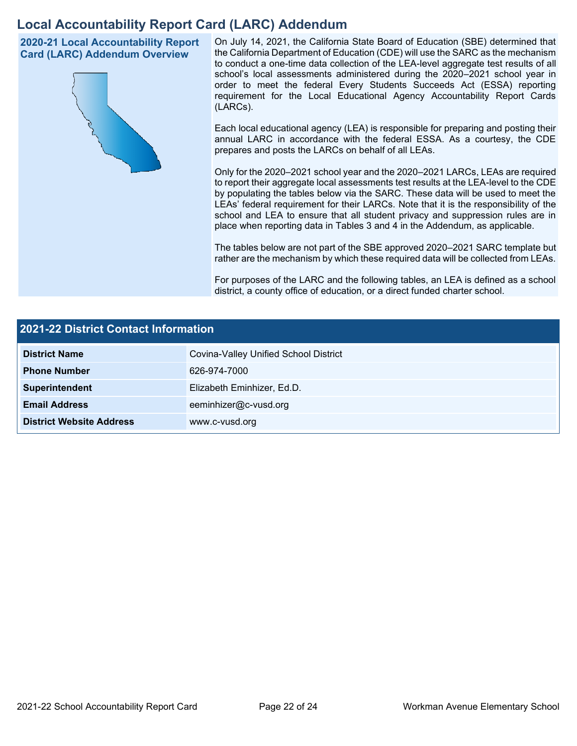# Local Accountability Report Card (LARC) Addendum

## 2020-21 Local Accountability Report Card (LARC) Addendum Overview

On July 14, 2021, the California State Board of Education (SBE) determined that the California Department of Education (CDE) will use the SARC as the mechanism to conduct a one-time data collection of the LEA-level aggregate test results of all school's local assessments administered during the 2020–2021 school year in order to meet the federal Every Students Succeeds Act (ESSA) reporting requirement for the Local Educational Agency Accountability Report Cards (LARCs).

Each local educational agency (LEA) is responsible for preparing and posting their annual LARC in accordance with the federal ESSA. As a courtesy, the CDE prepares and posts the LARCs on behalf of all LEAs.

Only for the 2020–2021 school year and the 2020–2021 LARCs, LEAs are required to report their aggregate local assessments test results at the LEA-level to the CDE by populating the tables below via the SARC. These data will be used to meet the LEAs' federal requirement for their LARCs. Note that it is the responsibility of the school and LEA to ensure that all student privacy and suppression rules are in place when reporting data in Tables 3 and 4 in the Addendum, as applicable.

The tables below are not part of the SBE approved 2020–2021 SARC template but rather are the mechanism by which these required data will be collected from LEAs.

For purposes of the LARC and the following tables, an LEA is defined as a school district, a county office of education, or a direct funded charter school.

## 2021-22 District Contact Information

| 2021-22 District Contact Information | |
|---|---|
| **District Name** | Covina-Valley Unified School District |
| **Phone Number** | 626-974-7000 |
| **Superintendent** | Elizabeth Eminhizer, Ed.D. |
| **Email Address** | eeminhizer@c-vusd.org |
| **District Website Address** | www.c-vusd.org |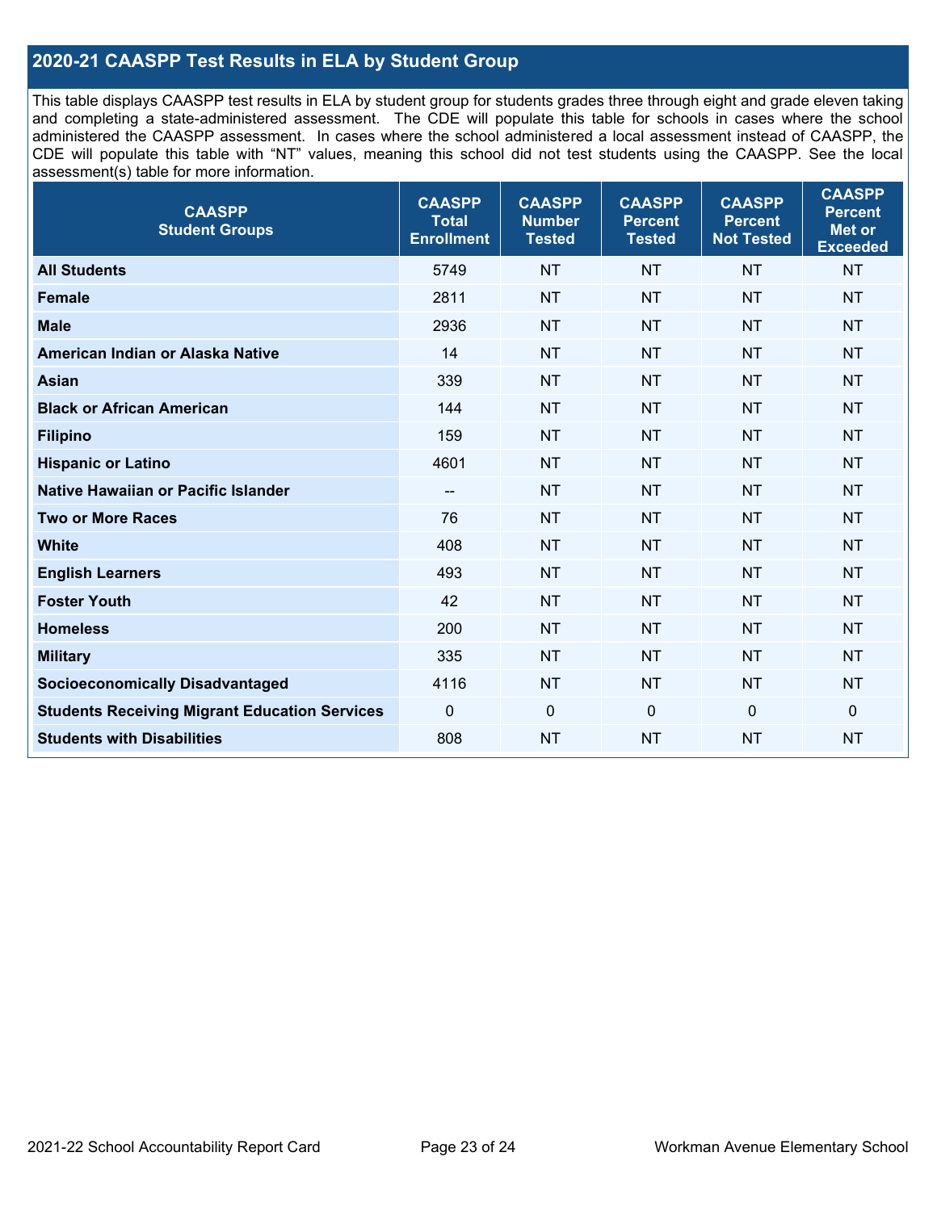## 2020-21 CAASPP Test Results in ELA by Student Group

This table displays CAASPP test results in ELA by student group for students grades three through eight and grade eleven taking and completing a state-administered assessment. The CDE will populate this table for schools in cases where the school administered the CAASPP assessment. In cases where the school administered a local assessment instead of CAASPP, the CDE will populate this table with "NT" values, meaning this school did not test students using the CAASPP. See the local assessment(s) table for more information.

| CAASPP Student Groups | CAASPP Total Enrollment | CAASPP Number Tested | CAASPP Percent Tested | CAASPP Percent Not Tested | CAASPP Percent Met or Exceeded |
|---|---|---|---|---|---|
| **All Students** | 5749 | NT | NT | NT | NT |
| **Female** | 2811 | NT | NT | NT | NT |
| **Male** | 2936 | NT | NT | NT | NT |
| **American Indian or Alaska Native** | 14 | NT | NT | NT | NT |
| **Asian** | 339 | NT | NT | NT | NT |
| **Black or African American** | 144 | NT | NT | NT | NT |
| **Filipino** | 159 | NT | NT | NT | NT |
| **Hispanic or Latino** | 4601 | NT | NT | NT | NT |
| **Native Hawaiian or Pacific Islander** | -- | NT | NT | NT | NT |
| **Two or More Races** | 76 | NT | NT | NT | NT |
| **White** | 408 | NT | NT | NT | NT |
| **English Learners** | 493 | NT | NT | NT | NT |
| **Foster Youth** | 42 | NT | NT | NT | NT |
| **Homeless** | 200 | NT | NT | NT | NT |
| **Military** | 335 | NT | NT | NT | NT |
| **Socioeconomically Disadvantaged** | 4116 | NT | NT | NT | NT |
| **Students Receiving Migrant Education Services** | 0 | 0 | 0 | 0 | 0 |
| **Students with Disabilities** | 808 | NT | NT | NT | NT |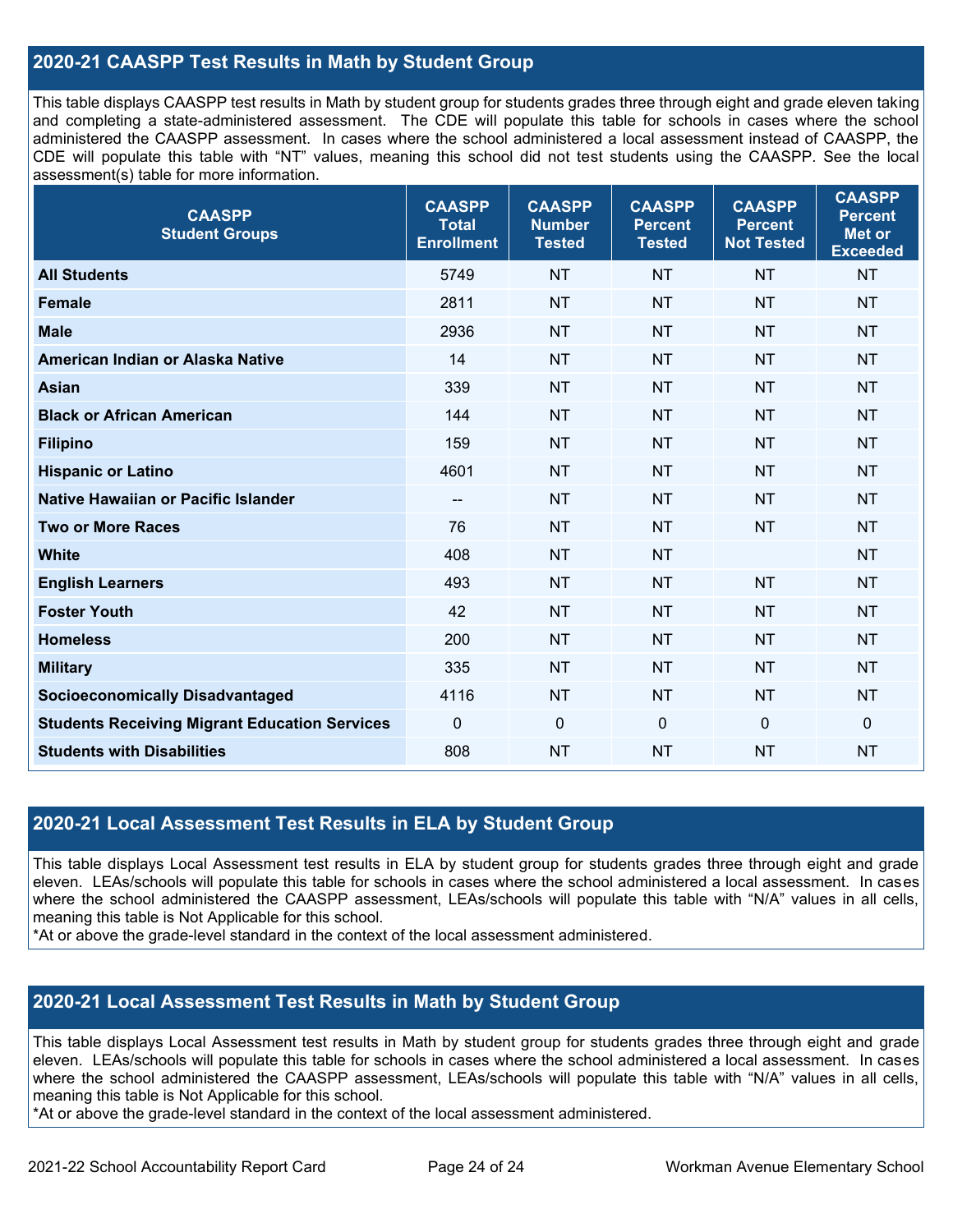## 2020-21 CAASPP Test Results in Math by Student Group

This table displays CAASPP test results in Math by student group for students grades three through eight and grade eleven taking and completing a state-administered assessment. The CDE will populate this table for schools in cases where the school administered the CAASPP assessment. In cases where the school administered a local assessment instead of CAASPP, the CDE will populate this table with "NT" values, meaning this school did not test students using the CAASPP. See the local assessment(s) table for more information.

| CAASPP Student Groups | CAASPP Total Enrollment | CAASPP Number Tested | CAASPP Percent Tested | CAASPP Percent Not Tested | CAASPP Percent Met or Exceeded |
|---|---|---|---|---|---|
| **All Students** | 5749 | NT | NT | NT | NT |
| **Female** | 2811 | NT | NT | NT | NT |
| **Male** | 2936 | NT | NT | NT | NT |
| **American Indian or Alaska Native** | 14 | NT | NT | NT | NT |
| **Asian** | 339 | NT | NT | NT | NT |
| **Black or African American** | 144 | NT | NT | NT | NT |
| **Filipino** | 159 | NT | NT | NT | NT |
| **Hispanic or Latino** | 4601 | NT | NT | NT | NT |
| **Native Hawaiian or Pacific Islander** | -- | NT | NT | NT | NT |
| **Two or More Races** | 76 | NT | NT | NT | NT |
| **White** | 408 | NT | NT | | NT |
| **English Learners** | 493 | NT | NT | NT | NT |
| **Foster Youth** | 42 | NT | NT | NT | NT |
| **Homeless** | 200 | NT | NT | NT | NT |
| **Military** | 335 | NT | NT | NT | NT |
| **Socioeconomically Disadvantaged** | 4116 | NT | NT | NT | NT |
| **Students Receiving Migrant Education Services** | 0 | 0 | 0 | 0 | 0 |
| **Students with Disabilities** | 808 | NT | NT | NT | NT |

## 2020-21 Local Assessment Test Results in ELA by Student Group

This table displays Local Assessment test results in ELA by student group for students grades three through eight and grade eleven. LEAs/schools will populate this table for schools in cases where the school administered a local assessment. In cases where the school administered the CAASPP assessment, LEAs/schools will populate this table with "N/A" values in all cells, meaning this table is Not Applicable for this school.
*At or above the grade-level standard in the context of the local assessment administered.

## 2020-21 Local Assessment Test Results in Math by Student Group

This table displays Local Assessment test results in Math by student group for students grades three through eight and grade eleven. LEAs/schools will populate this table for schools in cases where the school administered a local assessment. In cases where the school administered the CAASPP assessment, LEAs/schools will populate this table with "N/A" values in all cells, meaning this table is Not Applicable for this school.
*At or above the grade-level standard in the context of the local assessment administered.